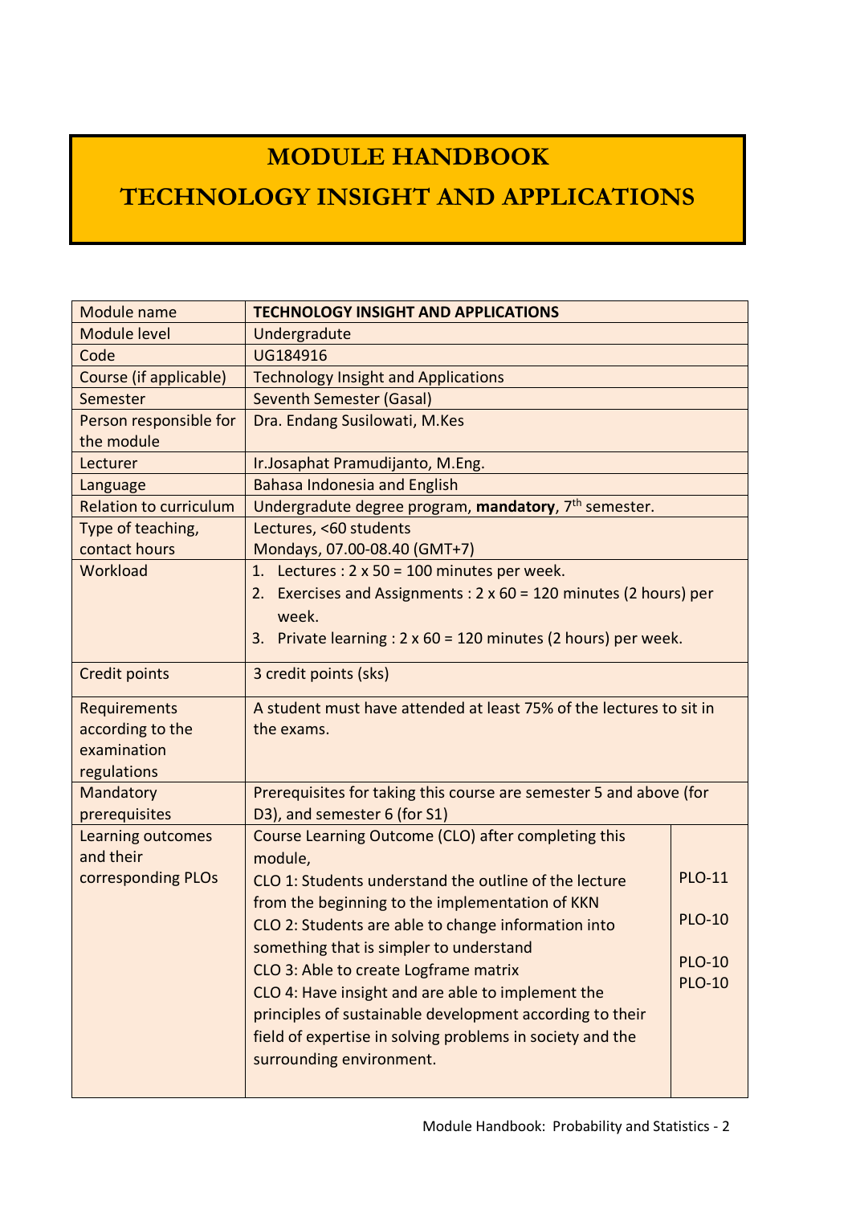# MODULE HANDBOOK

# TECHNOLOGY INSIGHT AND APPLICATIONS

| Module name | **TECHNOLOGY INSIGHT AND APPLICATIONS** | |
|---|---|---|
| Module level | Undergradute | |
| Code | UG184916 | |
| Course (if applicable) | Technology Insight and Applications | |
| Semester | Seventh Semester (Gasal) | |
| Person responsible for the module | Dra. Endang Susilowati, M.Kes | |
| Lecturer | Ir.Josaphat Pramudijanto, M.Eng. | |
| Language | Bahasa Indonesia and English | |
| Relation to curriculum | Undergradute degree program, **mandatory**, 7th semester. | |
| Type of teaching, contact hours | Lectures, <60 students<br>Mondays, 07.00-08.40 (GMT+7) | |
| Workload | 1. Lectures : 2 x 50 = 100 minutes per week.<br>2. Exercises and Assignments : 2 x 60 = 120 minutes (2 hours) per week.<br>3. Private learning : 2 x 60 = 120 minutes (2 hours) per week. | |
| Credit points | 3 credit points (sks) | |
| Requirements according to the examination regulations | A student must have attended at least 75% of the lectures to sit in the exams. | |
| Mandatory prerequisites | Prerequisites for taking this course are semester 5 and above (for D3), and semester 6 (for S1) | |
| Learning outcomes and their corresponding PLOs | Course Learning Outcome (CLO) after completing this module, | |
| | CLO 1: Students understand the outline of the lecture from the beginning to the implementation of KKN | PLO-11 |
| | CLO 2: Students are able to change information into something that is simpler to understand | PLO-10 |
| | CLO 3: Able to create Logframe matrix | PLO-10 |
| | CLO 4: Have insight and are able to implement the principles of sustainable development according to their field of expertise in solving problems in society and the surrounding environment. | PLO-10 |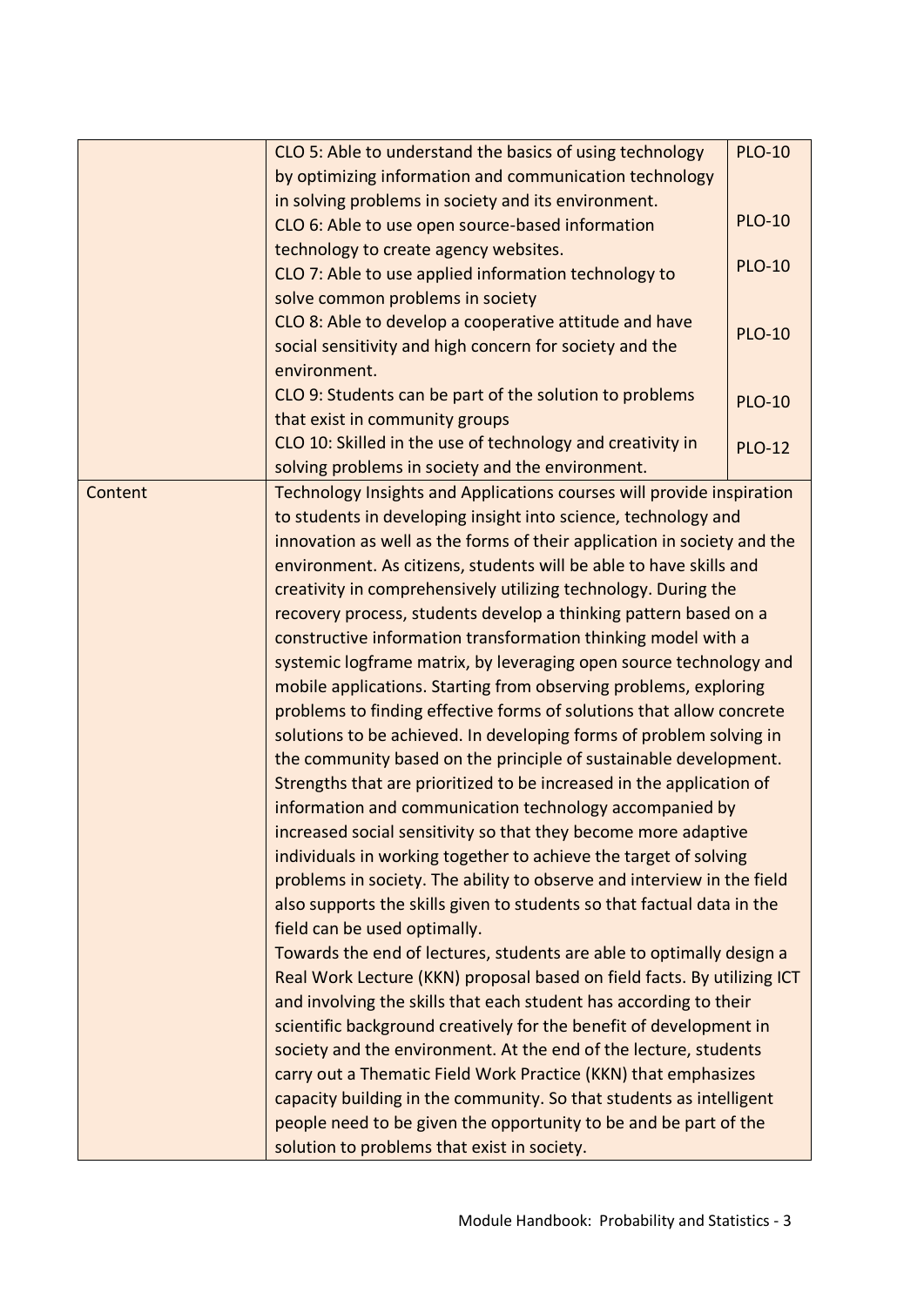|  |  |  |
|---|---|---|
|  | CLO 5: Able to understand the basics of using technology by optimizing information and communication technology in solving problems in society and its environment. | PLO-10 |
|  | CLO 6: Able to use open source-based information technology to create agency websites. | PLO-10 |
|  | CLO 7: Able to use applied information technology to solve common problems in society | PLO-10 |
|  | CLO 8: Able to develop a cooperative attitude and have social sensitivity and high concern for society and the environment. | PLO-10 |
|  | CLO 9: Students can be part of the solution to problems that exist in community groups | PLO-10 |
|  | CLO 10: Skilled in the use of technology and creativity in solving problems in society and the environment. | PLO-12 |
| Content | Technology Insights and Applications courses will provide inspiration to students in developing insight into science, technology and innovation as well as the forms of their application in society and the environment. As citizens, students will be able to have skills and creativity in comprehensively utilizing technology. During the recovery process, students develop a thinking pattern based on a constructive information transformation thinking model with a systemic logframe matrix, by leveraging open source technology and mobile applications. Starting from observing problems, exploring problems to finding effective forms of solutions that allow concrete solutions to be achieved. In developing forms of problem solving in the community based on the principle of sustainable development. Strengths that are prioritized to be increased in the application of information and communication technology accompanied by increased social sensitivity so that they become more adaptive individuals in working together to achieve the target of solving problems in society. The ability to observe and interview in the field also supports the skills given to students so that factual data in the field can be used optimally.<br>Towards the end of lectures, students are able to optimally design a Real Work Lecture (KKN) proposal based on field facts. By utilizing ICT and involving the skills that each student has according to their scientific background creatively for the benefit of development in society and the environment. At the end of the lecture, students carry out a Thematic Field Work Practice (KKN) that emphasizes capacity building in the community. So that students as intelligent people need to be given the opportunity to be and be part of the solution to problems that exist in society. |  |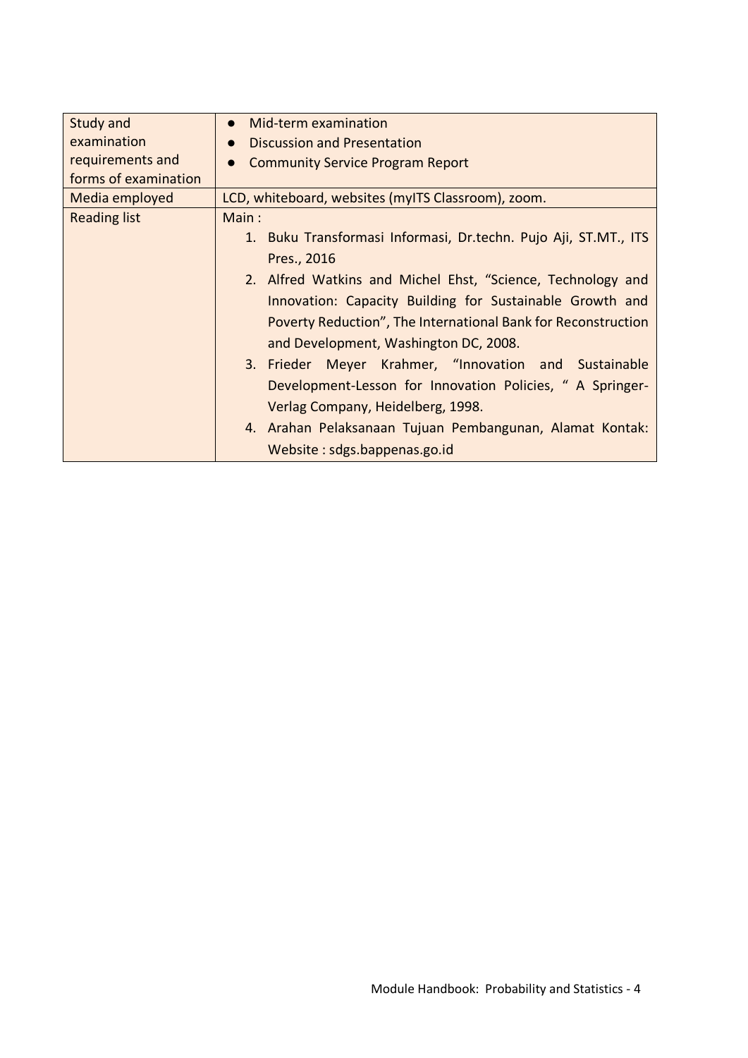| | |
|---|---|
| Study and examination requirements and forms of examination | • Mid-term examination<br>• Discussion and Presentation<br>• Community Service Program Report |
| Media employed | LCD, whiteboard, websites (myITS Classroom), zoom. |
| Reading list | Main :<br>1. Buku Transformasi Informasi, Dr.techn. Pujo Aji, ST.MT., ITS Pres., 2016<br>2. Alfred Watkins and Michel Ehst, "Science, Technology and Innovation: Capacity Building for Sustainable Growth and Poverty Reduction", The International Bank for Reconstruction and Development, Washington DC, 2008.<br>3. Frieder Meyer Krahmer, "Innovation and Sustainable Development-Lesson for Innovation Policies, " A Springer-Verlag Company, Heidelberg, 1998.<br>4. Arahan Pelaksanaan Tujuan Pembangunan, Alamat Kontak: Website : sdgs.bappenas.go.id |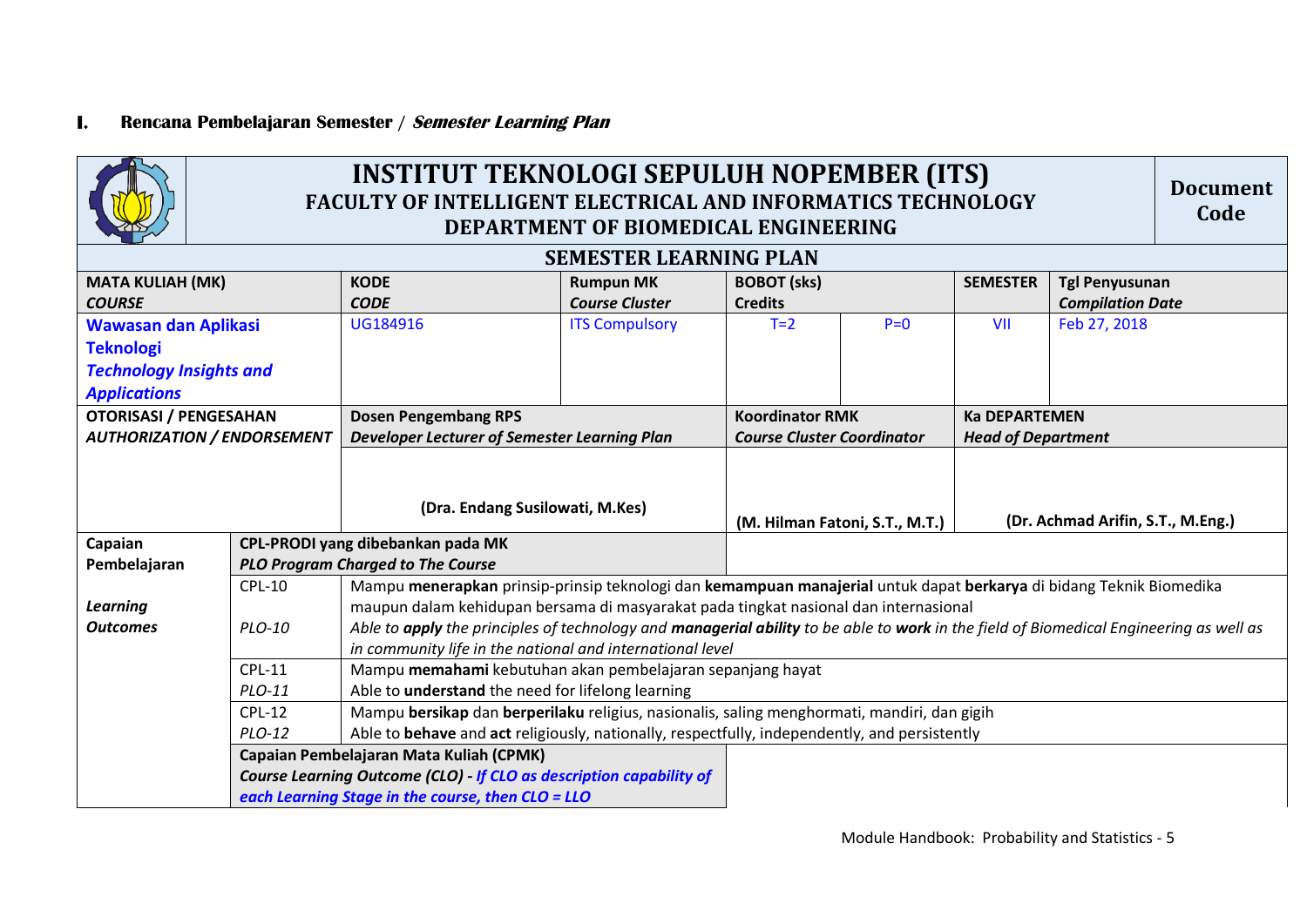## I. Rencana Pembelajaran Semester / *Semester Learning Plan*

| INSTITUT TEKNOLOGI SEPULUH NOPEMBER (ITS)<br>FACULTY OF INTELLIGENT ELECTRICAL AND INFORMATICS TECHNOLOGY<br>DEPARTMENT OF BIOMEDICAL ENGINEERING | | | | | | | Document Code |
|---|---|---|---|---|---|---|---|
| **SEMESTER LEARNING PLAN** | | | | | | | |
| **MATA KULIAH (MK)**<br>***COURSE*** | **KODE**<br>***CODE*** | **Rumpun MK**<br>***Course Cluster*** | **BOBOT (sks)**<br>**Credits** | | **SEMESTER** | **Tgl Penyusunan**<br>***Compilation Date*** | |
| **Wawasan dan Aplikasi Teknologi**<br>***Technology Insights and Applications*** | UG184916 | ITS Compulsory | T=2 | P=0 | VII | Feb 27, 2018 | |
| **OTORISASI / PENGESAHAN**<br>***AUTHORIZATION / ENDORSEMENT*** | **Dosen Pengembang RPS**<br>***Developer Lecturer of Semester Learning Plan*** | | **Koordinator RMK**<br>***Course Cluster Coordinator*** | | **Ka DEPARTEMEN**<br>***Head of Department*** | | |
| | **(Dra. Endang Susilowati, M.Kes)** | | **(M. Hilman Fatoni, S.T., M.T.)** | | **(Dr. Achmad Arifin, S.T., M.Eng.)** | | |

| Capaian Pembelajaran<br><br>***Learning Outcomes*** | **CPL-PRODI yang dibebankan pada MK**<br>***PLO Program Charged to The Course*** | |
|---|---|---|
| | CPL-10<br><br>*PLO-10* | Mampu **menerapkan** prinsip-prinsip teknologi dan **kemampuan manajerial** untuk dapat **berkarya** di bidang Teknik Biomedika maupun dalam kehidupan bersama di masyarakat pada tingkat nasional dan internasional<br>*Able to **apply** the principles of technology and **managerial ability** to be able to **work** in the field of Biomedical Engineering as well as in community life in the national and international level* |
| | CPL-11<br>*PLO-11* | Mampu **memahami** kebutuhan akan pembelajaran sepanjang hayat<br>Able to **understand** the need for lifelong learning |
| | CPL-12<br>*PLO-12* | Mampu **bersikap** dan **berperilaku** religius, nasionalis, saling menghormati, mandiri, dan gigih<br>Able to **behave** and **act** religiously, nationally, respectfully, independently, and persistently |
| | **Capaian Pembelajaran Mata Kuliah (CPMK)**<br>***Course Learning Outcome (CLO) - If CLO as description capability of each Learning Stage in the course, then CLO = LLO*** | |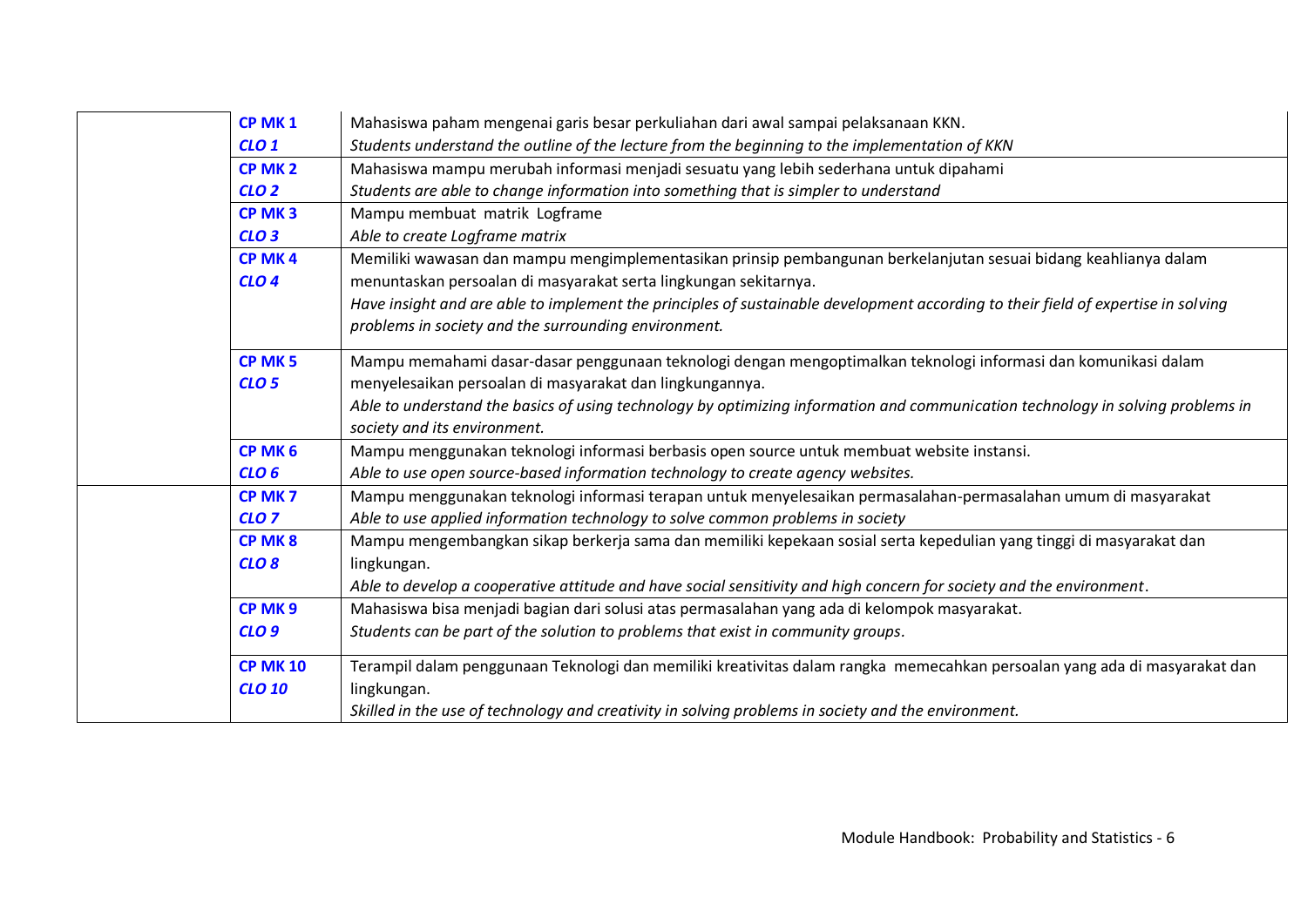| | | |
|---|---|---|
| | **CP MK 1**<br>***CLO 1*** | Mahasiswa paham mengenai garis besar perkuliahan dari awal sampai pelaksanaan KKN.<br>*Students understand the outline of the lecture from the beginning to the implementation of KKN* |
| | **CP MK 2**<br>***CLO 2*** | Mahasiswa mampu merubah informasi menjadi sesuatu yang lebih sederhana untuk dipahami<br>*Students are able to change information into something that is simpler to understand* |
| | **CP MK 3**<br>***CLO 3*** | Mampu membuat matrik Logframe<br>*Able to create Logframe matrix* |
| | **CP MK 4**<br>***CLO 4*** | Memiliki wawasan dan mampu mengimplementasikan prinsip pembangunan berkelanjutan sesuai bidang keahlianya dalam menuntaskan persoalan di masyarakat serta lingkungan sekitarnya.<br>*Have insight and are able to implement the principles of sustainable development according to their field of expertise in solving problems in society and the surrounding environment.* |
| | **CP MK 5**<br>***CLO 5*** | Mampu memahami dasar-dasar penggunaan teknologi dengan mengoptimalkan teknologi informasi dan komunikasi dalam menyelesaikan persoalan di masyarakat dan lingkungannya.<br>*Able to understand the basics of using technology by optimizing information and communication technology in solving problems in society and its environment.* |
| | **CP MK 6**<br>***CLO 6*** | Mampu menggunakan teknologi informasi berbasis open source untuk membuat website instansi.<br>*Able to use open source-based information technology to create agency websites.* |
| | **CP MK 7**<br>***CLO 7*** | Mampu menggunakan teknologi informasi terapan untuk menyelesaikan permasalahan-permasalahan umum di masyarakat<br>*Able to use applied information technology to solve common problems in society* |
| | **CP MK 8**<br>***CLO 8*** | Mampu mengembangkan sikap berkerja sama dan memiliki kepekaan sosial serta kepedulian yang tinggi di masyarakat dan lingkungan.<br>*Able to develop a cooperative attitude and have social sensitivity and high concern for society and the environment*. |
| | **CP MK 9**<br>***CLO 9*** | Mahasiswa bisa menjadi bagian dari solusi atas permasalahan yang ada di kelompok masyarakat.<br>*Students can be part of the solution to problems that exist in community groups*. |
| | **CP MK 10**<br>***CLO 10*** | Terampil dalam penggunaan Teknologi dan memiliki kreativitas dalam rangka memecahkan persoalan yang ada di masyarakat dan lingkungan.<br>*Skilled in the use of technology and creativity in solving problems in society and the environment.* |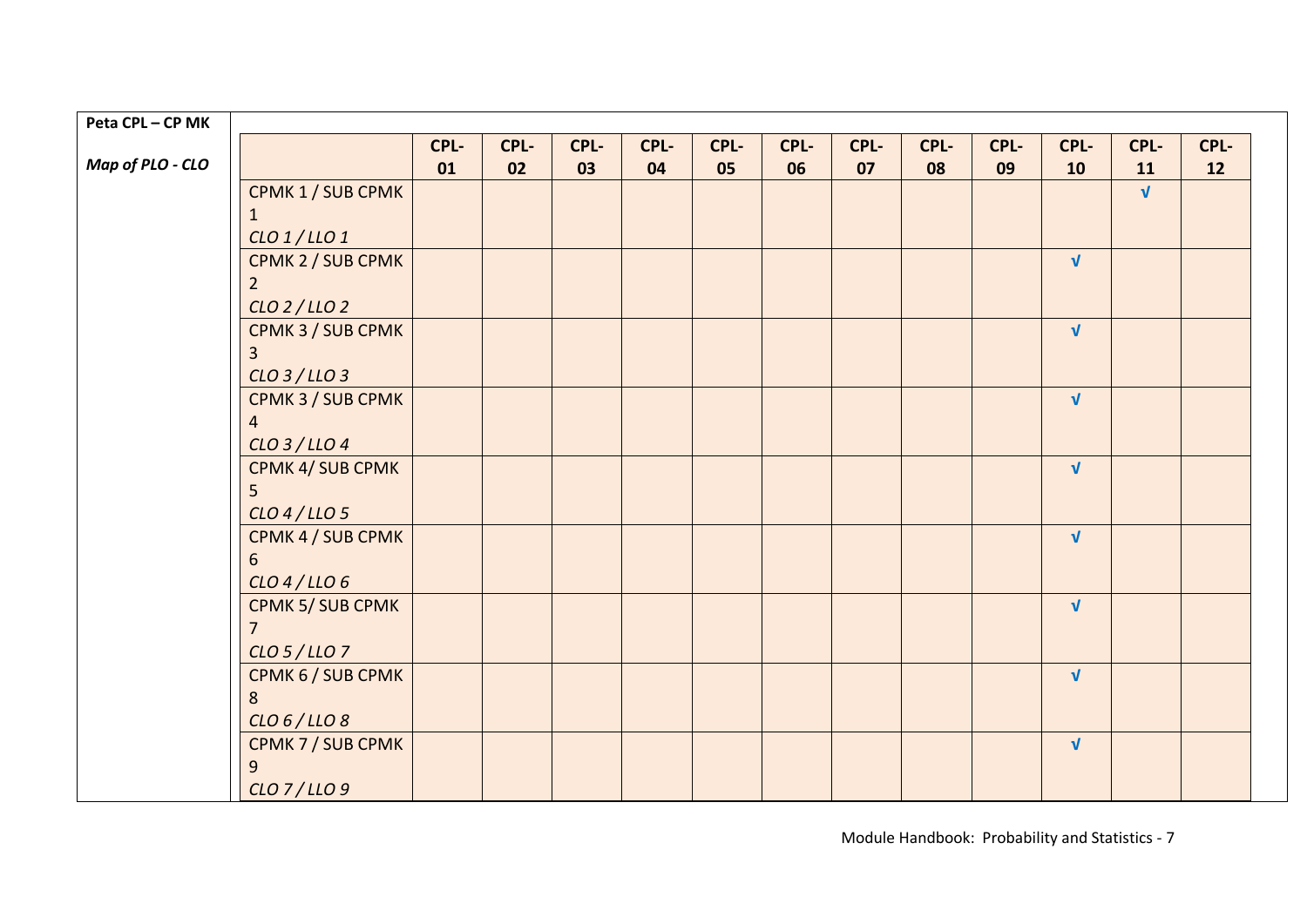| **Peta CPL – CP MK** *Map of PLO - CLO* | | **CPL-01** | **CPL-02** | **CPL-03** | **CPL-04** | **CPL-05** | **CPL-06** | **CPL-07** | **CPL-08** | **CPL-09** | **CPL-10** | **CPL-11** | **CPL-12** |
|---|---|---|---|---|---|---|---|---|---|---|---|---|---|
| | CPMK 1 / SUB CPMK 1 *CLO 1 / LLO 1* | | | | | | | | | | | √ | |
| | CPMK 2 / SUB CPMK 2 *CLO 2 / LLO 2* | | | | | | | | | | √ | | |
| | CPMK 3 / SUB CPMK 3 *CLO 3 / LLO 3* | | | | | | | | | | √ | | |
| | CPMK 3 / SUB CPMK 4 *CLO 3 / LLO 4* | | | | | | | | | | √ | | |
| | CPMK 4/ SUB CPMK 5 *CLO 4 / LLO 5* | | | | | | | | | | √ | | |
| | CPMK 4 / SUB CPMK 6 *CLO 4 / LLO 6* | | | | | | | | | | √ | | |
| | CPMK 5/ SUB CPMK 7 *CLO 5 / LLO 7* | | | | | | | | | | √ | | |
| | CPMK 6 / SUB CPMK 8 *CLO 6 / LLO 8* | | | | | | | | | | √ | | |
| | CPMK 7 / SUB CPMK 9 *CLO 7 / LLO 9* | | | | | | | | | | √ | | |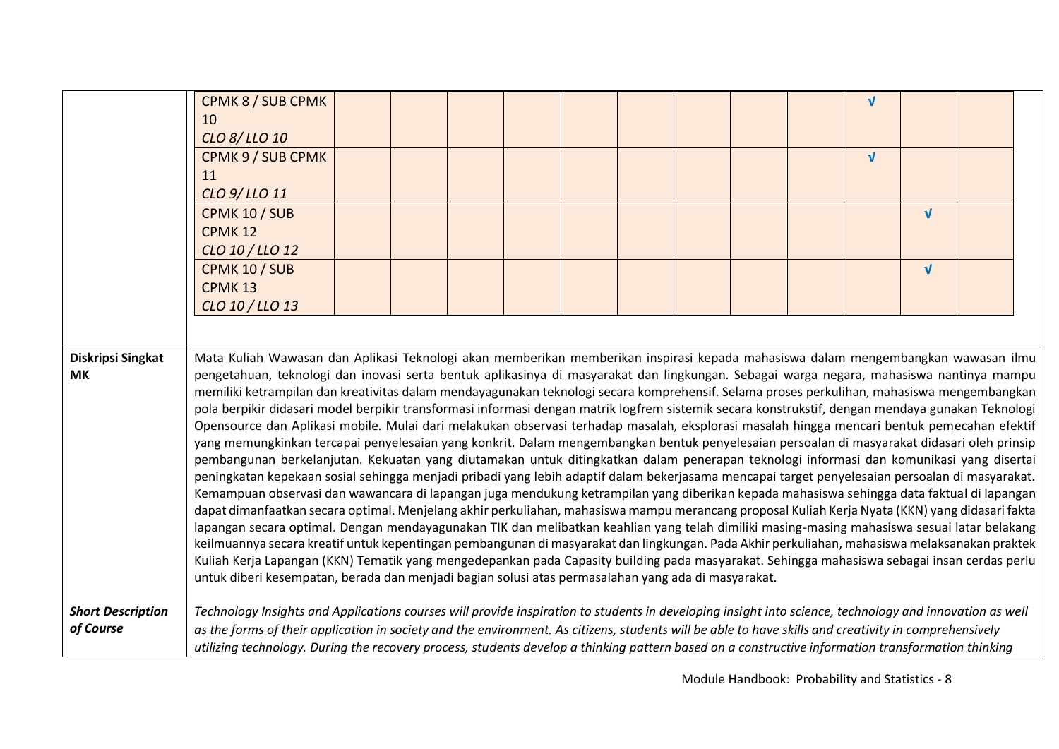| | | | | | | | | | | | | |
|---|---|---|---|---|---|---|---|---|---|---|---|---|
| CPMK 8 / SUB CPMK 10<br>*CLO 8/ LLO 10* | | | | | | | | | | √ | | |
| CPMK 9 / SUB CPMK 11<br>*CLO 9/ LLO 11* | | | | | | | | | | √ | | |
| CPMK 10 / SUB CPMK 12<br>*CLO 10 / LLO 12* | | | | | | | | | | | √ | |
| CPMK 10 / SUB CPMK 13<br>*CLO 10 / LLO 13* | | | | | | | | | | | √ | |

| | |
|---|---|
| **Diskripsi Singkat MK** | Mata Kuliah Wawasan dan Aplikasi Teknologi akan memberikan memberikan inspirasi kepada mahasiswa dalam mengembangkan wawasan ilmu pengetahuan, teknologi dan inovasi serta bentuk aplikasinya di masyarakat dan lingkungan. Sebagai warga negara, mahasiswa nantinya mampu memiliki ketrampilan dan kreativitas dalam mendayagunakan teknologi secara komprehensif. Selama proses perkulihan, mahasiswa mengembangkan pola berpikir didasari model berpikir transformasi informasi dengan matrik logfrem sistemik secara konstrukstif, dengan mendaya gunakan Teknologi Opensource dan Aplikasi mobile. Mulai dari melakukan observasi terhadap masalah, eksplorasi masalah hingga mencari bentuk pemecahan efektif yang memungkinkan tercapai penyelesaian yang konkrit. Dalam mengembangkan bentuk penyelesaian persoalan di masyarakat didasari oleh prinsip pembangunan berkelanjutan. Kekuatan yang diutamakan untuk ditingkatkan dalam penerapan teknologi informasi dan komunikasi yang disertai peningkatan kepekaan sosial sehingga menjadi pribadi yang lebih adaptif dalam bekerjasama mencapai target penyelesaian persoalan di masyarakat. Kemampuan observasi dan wawancara di lapangan juga mendukung ketrampilan yang diberikan kepada mahasiswa sehingga data faktual di lapangan dapat dimanfaatkan secara optimal. Menjelang akhir perkuliahan, mahasiswa mampu merancang proposal Kuliah Kerja Nyata (KKN) yang didasari fakta lapangan secara optimal. Dengan mendayagunakan TIK dan melibatkan keahlian yang telah dimiliki masing-masing mahasiswa sesuai latar belakang keilmuannya secara kreatif untuk kepentingan pembangunan di masyarakat dan lingkungan. Pada Akhir perkuliahan, mahasiswa melaksanakan praktek Kuliah Kerja Lapangan (KKN) Tematik yang mengedepankan pada Capasity building pada masyarakat. Sehingga mahasiswa sebagai insan cerdas perlu untuk diberi kesempatan, berada dan menjadi bagian solusi atas permasalahan yang ada di masyarakat. |
| ***Short Description of Course*** | *Technology Insights and Applications courses will provide inspiration to students in developing insight into science, technology and innovation as well as the forms of their application in society and the environment. As citizens, students will be able to have skills and creativity in comprehensively utilizing technology. During the recovery process, students develop a thinking pattern based on a constructive information transformation thinking* |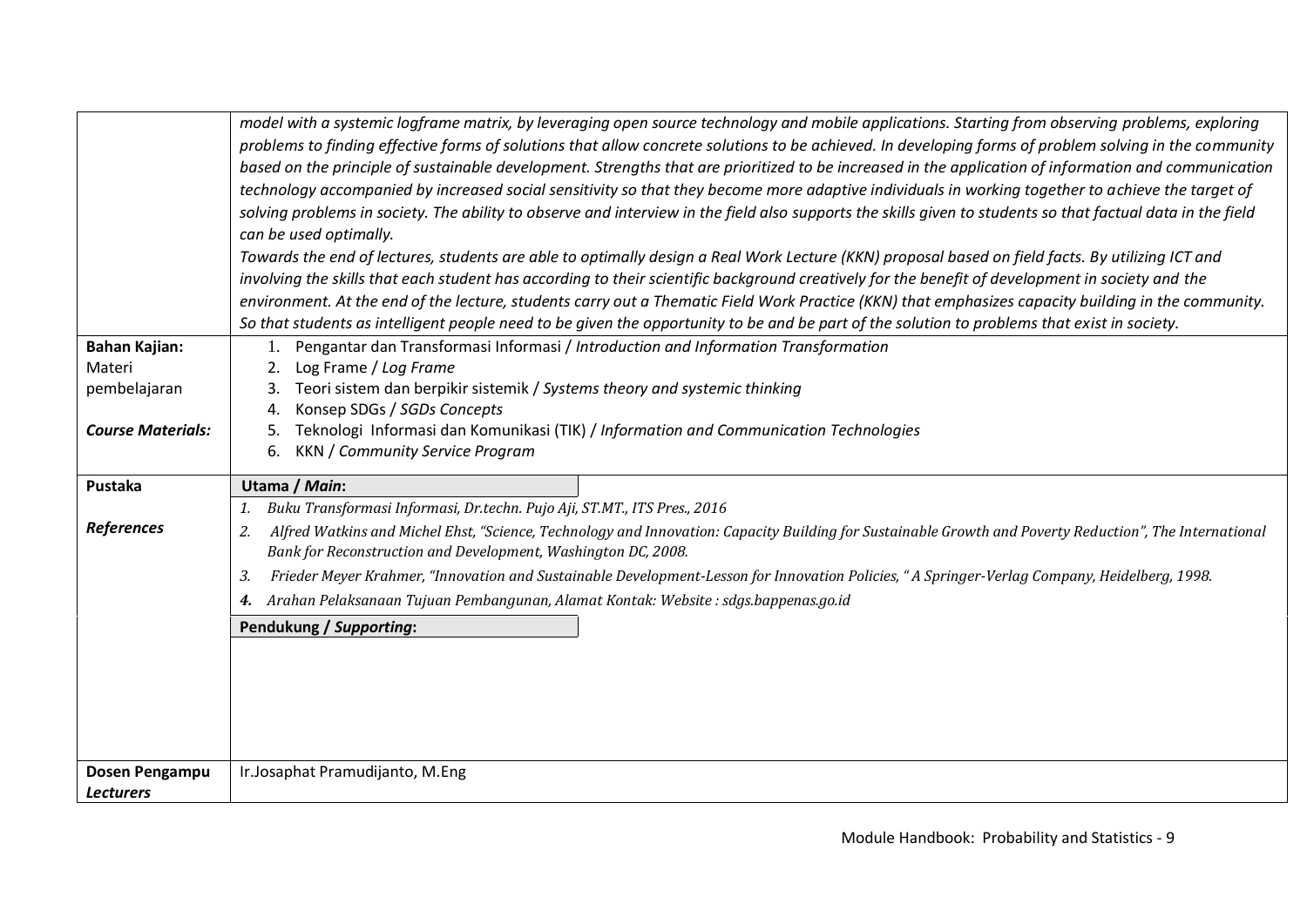| | |
|---|---|
| | *model with a systemic logframe matrix, by leveraging open source technology and mobile applications. Starting from observing problems, exploring problems to finding effective forms of solutions that allow concrete solutions to be achieved. In developing forms of problem solving in the community based on the principle of sustainable development. Strengths that are prioritized to be increased in the application of information and communication technology accompanied by increased social sensitivity so that they become more adaptive individuals in working together to achieve the target of solving problems in society. The ability to observe and interview in the field also supports the skills given to students so that factual data in the field can be used optimally.*<br>*Towards the end of lectures, students are able to optimally design a Real Work Lecture (KKN) proposal based on field facts. By utilizing ICT and involving the skills that each student has according to their scientific background creatively for the benefit of development in society and the environment. At the end of the lecture, students carry out a Thematic Field Work Practice (KKN) that emphasizes capacity building in the community. So that students as intelligent people need to be given the opportunity to be and be part of the solution to problems that exist in society.* |
| **Bahan Kajian:** Materi pembelajaran<br><br>***Course Materials:*** | 1. Pengantar dan Transformasi Informasi / *Introduction and Information Transformation*<br>2. Log Frame / *Log Frame*<br>3. Teori sistem dan berpikir sistemik / *Systems theory and systemic thinking*<br>4. Konsep SDGs / *SGDs Concepts*<br>5. Teknologi Informasi dan Komunikasi (TIK) / *Information and Communication Technologies*<br>6. KKN / *Community Service Program* |
| **Pustaka**<br><br>***References*** | **Utama / *Main*:**<br>1. *Buku Transformasi Informasi, Dr.techn. Pujo Aji, ST.MT., ITS Pres., 2016*<br>2. *Alfred Watkins and Michel Ehst, "Science, Technology and Innovation: Capacity Building for Sustainable Growth and Poverty Reduction", The International Bank for Reconstruction and Development, Washington DC, 2008.*<br>3. *Frieder Meyer Krahmer, "Innovation and Sustainable Development-Lesson for Innovation Policies, " A Springer-Verlag Company, Heidelberg, 1998.*<br>4. *Arahan Pelaksanaan Tujuan Pembangunan, Alamat Kontak: Website : sdgs.bappenas.go.id*<br><br>**Pendukung / *Supporting*:** |
| **Dosen Pengampu *Lecturers*** | Ir.Josaphat Pramudijanto, M.Eng |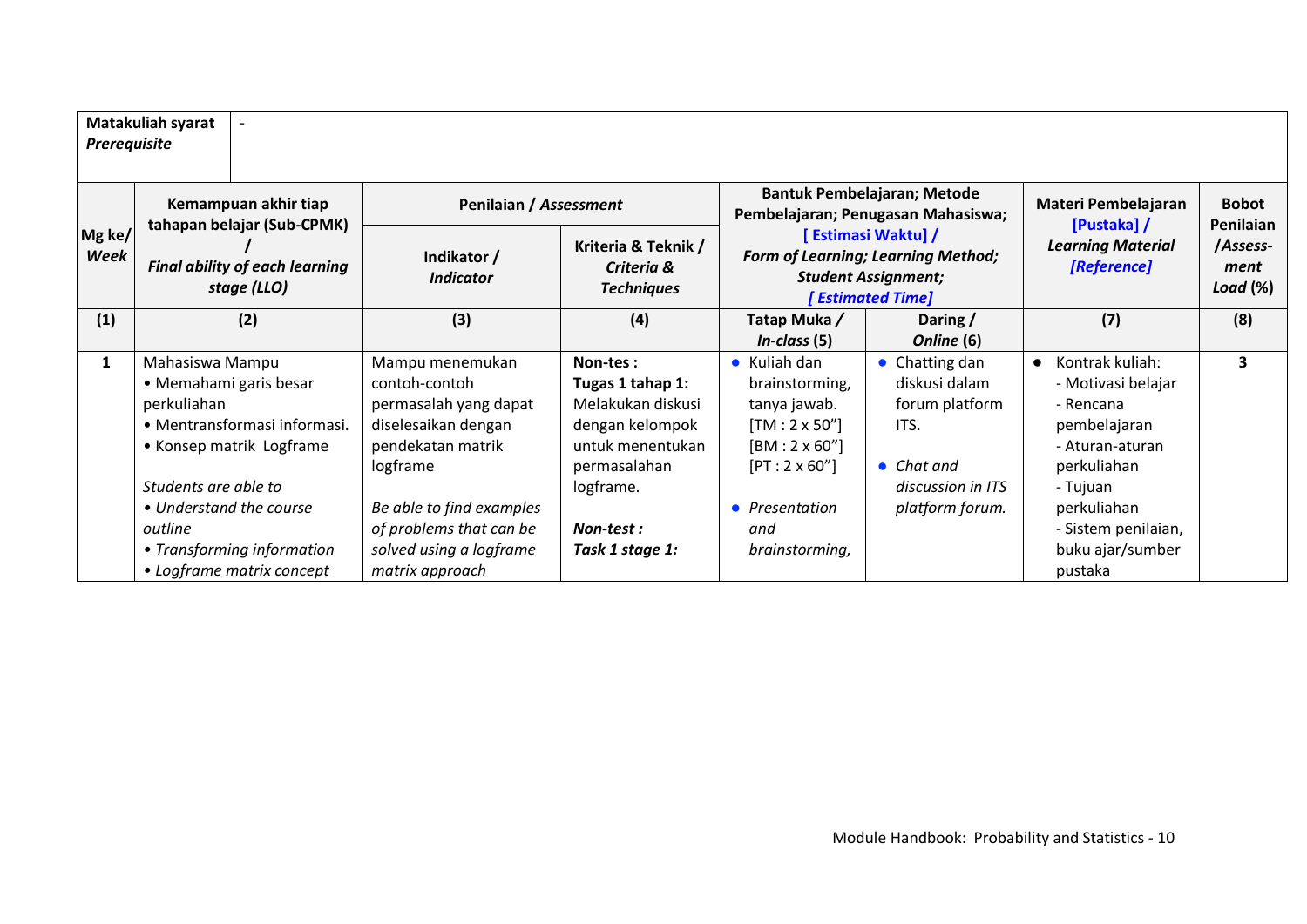| **Matakuliah syarat** ***Prerequisite*** | - | | | | | | |
|---|---|---|---|---|---|---|---|
| **Mg ke/** ***Week*** | **Kemampuan akhir tiap tahapan belajar (Sub-CPMK) /** ***Final ability of each learning stage (LLO)*** | **Penilaian /** ***Assessment*** | | **Bantuk Pembelajaran; Metode Pembelajaran; Penugasan Mahasiswa; [ Estimasi Waktu] /** ***Form of Learning; Learning Method; Student Assignment; [ Estimated Time]*** | | **Materi Pembelajaran [Pustaka] /** ***Learning Material [Reference]*** | **Bobot Penilaian /*Assess-ment Load* (%)** |
| | | **Indikator /** ***Indicator*** | **Kriteria & Teknik /** ***Criteria & Techniques*** | **Tatap Muka /** ***In-class* (5)** | **Daring /** ***Online* (6)** | | |
| **(1)** | **(2)** | **(3)** | **(4)** | | | **(7)** | **(8)** |
| **1** | Mahasiswa Mampu<br>• Memahami garis besar perkuliahan<br>• Mentransformasi informasi.<br>• Konsep matrik Logframe<br><br>*Students are able to*<br>*• Understand the course outline*<br>*• Transforming information*<br>*• Logframe matrix concept* | Mampu menemukan contoh-contoh permasalah yang dapat diselesaikan dengan pendekatan matrik logframe<br><br>*Be able to find examples of problems that can be solved using a logframe matrix approach* | **Non-tes :**<br>**Tugas 1 tahap 1:** Melakukan diskusi dengan kelompok untuk menentukan permasalahan logframe.<br><br>***Non-test :***<br>***Task 1 stage 1:*** | • Kuliah dan brainstorming, tanya jawab.<br>[TM : 2 x 50”]<br>[BM : 2 x 60”]<br>[PT : 2 x 60”]<br><br>• *Presentation and brainstorming,* | • Chatting dan diskusi dalam forum platform ITS.<br><br>• *Chat and discussion in ITS platform forum.* | • Kontrak kuliah:<br>- Motivasi belajar<br>- Rencana pembelajaran<br>- Aturan-aturan perkuliahan<br>- Tujuan perkuliahan<br>- Sistem penilaian, buku ajar/sumber pustaka | **3** |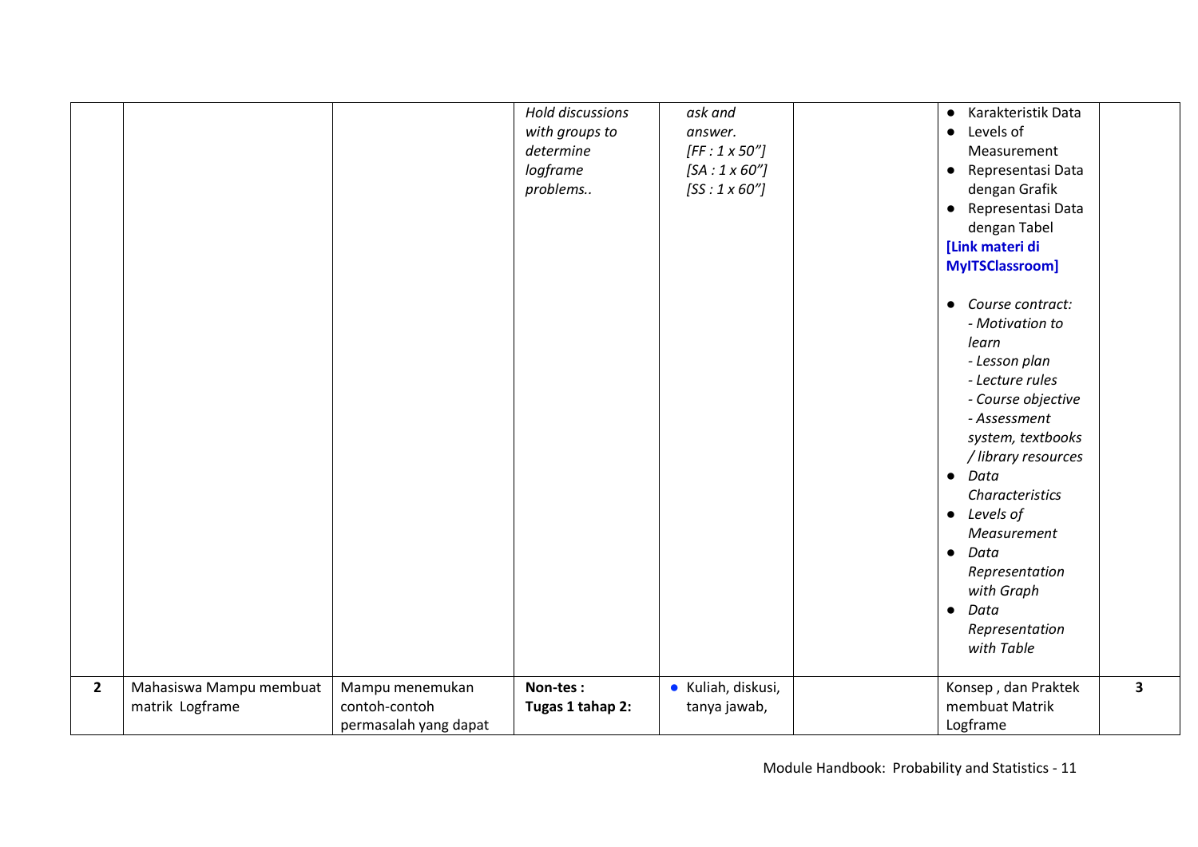|  |  |  | *Hold discussions with groups to determine logframe problems..* | *ask and answer.* *[FF : 1 x 50"]* *[SA : 1 x 60"]* *[SS : 1 x 60"]* |  | • Karakteristik Data<br>• Levels of Measurement<br>• Representasi Data dengan Grafik<br>• Representasi Data dengan Tabel<br>**[Link materi di MyITSClassroom]**<br><br>• *Course contract:*<br>*- Motivation to learn*<br>*- Lesson plan*<br>*- Lecture rules*<br>*- Course objective*<br>*- Assessment system, textbooks / library resources*<br>• *Data Characteristics*<br>• *Levels of Measurement*<br>• *Data Representation with Graph*<br>• *Data Representation with Table* |  |
|---|---|---|---|---|---|---|---|
| **2** | Mahasiswa Mampu membuat matrik Logframe | Mampu menemukan contoh-contoh permasalah yang dapat | **Non-tes :** **Tugas 1 tahap 2:** | • Kuliah, diskusi, tanya jawab, |  | Konsep , dan Praktek membuat Matrik Logframe | **3** |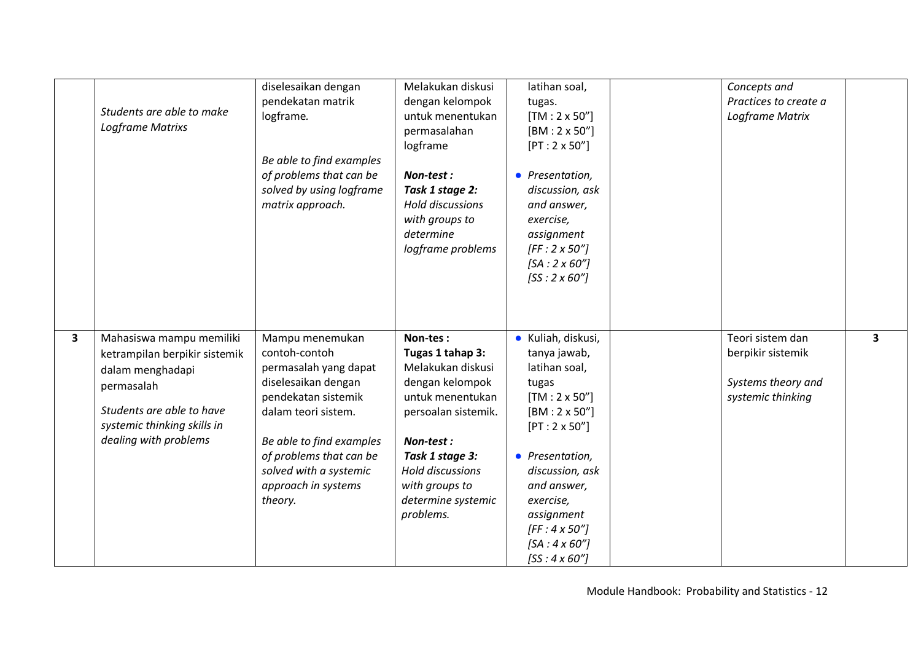|   |   |   |   |   |   |   |   |
|---|---|---|---|---|---|---|---|
|  | *Students are able to make Logframe Matrixs* | diselesaikan dengan pendekatan matrik logframe.<br><br>*Be able to find examples of problems that can be solved by using logframe matrix approach.* | Melakukan diskusi dengan kelompok untuk menentukan permasalahan logframe<br><br>***Non-test :***<br>***Task 1 stage 2:***<br>*Hold discussions with groups to determine logframe problems* | latihan soal, tugas.<br>[TM : 2 x 50”]<br>[BM : 2 x 50”]<br>[PT : 2 x 50”]<br><br>• *Presentation, discussion, ask and answer, exercise, assignment*<br>*[FF : 2 x 50”]*<br>*[SA : 2 x 60”]*<br>*[SS : 2 x 60”]* |  | *Concepts and Practices to create a Logframe Matrix* |  |
| **3** | Mahasiswa mampu memiliki ketrampilan berpikir sistemik dalam menghadapi permasalah<br><br>*Students are able to have systemic thinking skills in dealing with problems* | Mampu menemukan contoh-contoh permasalah yang dapat diselesaikan dengan pendekatan sistemik dalam teori sistem.<br><br>*Be able to find examples of problems that can be solved with a systemic approach in systems theory.* | **Non-tes :**<br>**Tugas 1 tahap 3:**<br>Melakukan diskusi dengan kelompok untuk menentukan persoalan sistemik.<br><br>***Non-test :***<br>***Task 1 stage 3:***<br>*Hold discussions with groups to determine systemic problems.* | • Kuliah, diskusi, tanya jawab, latihan soal, tugas<br>[TM : 2 x 50”]<br>[BM : 2 x 50”]<br>[PT : 2 x 50”]<br><br>• *Presentation, discussion, ask and answer, exercise, assignment*<br>*[FF : 4 x 50”]*<br>*[SA : 4 x 60”]*<br>*[SS : 4 x 60”]* |  | Teori sistem dan berpikir sistemik<br><br>*Systems theory and systemic thinking* | **3** |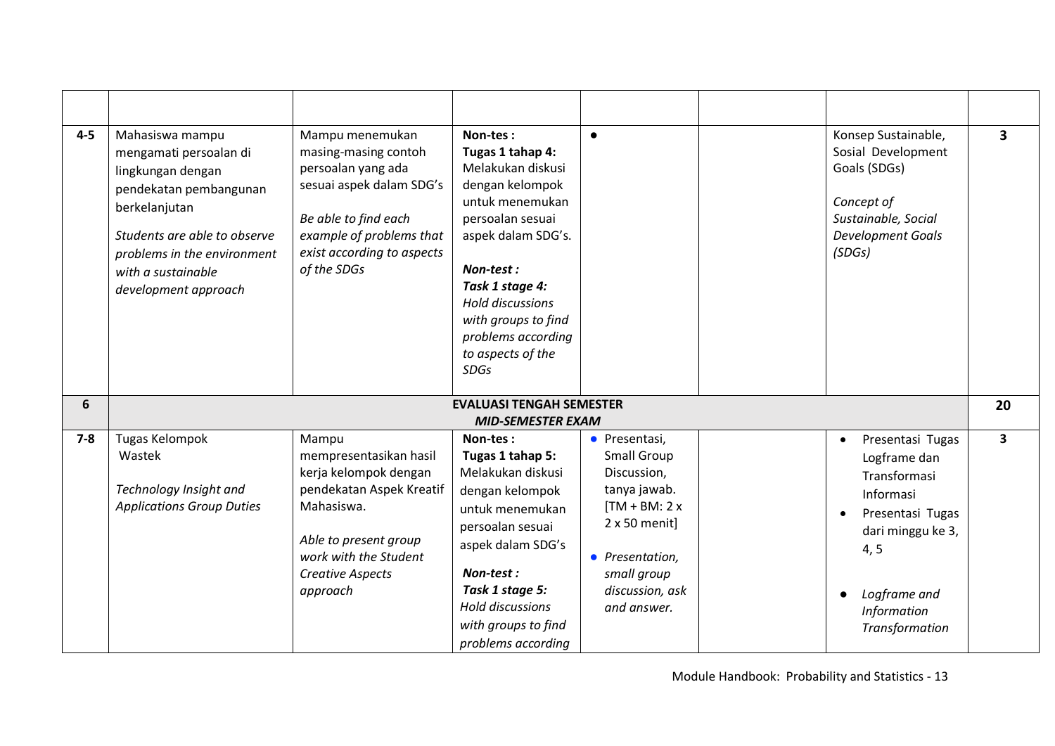| | | | | | | | |
|---|---|---|---|---|---|---|---|
| **4-5** | Mahasiswa mampu mengamati persoalan di lingkungan dengan pendekatan pembangunan berkelanjutan<br><br>*Students are able to observe problems in the environment with a sustainable development approach* | Mampu menemukan masing-masing contoh persoalan yang ada sesuai aspek dalam SDG's<br><br>*Be able to find each example of problems that exist according to aspects of the SDGs* | **Non-tes :**<br>**Tugas 1 tahap 4:**<br>Melakukan diskusi dengan kelompok untuk menemukan persoalan sesuai aspek dalam SDG's.<br><br>***Non-test :***<br>***Task 1 stage 4:***<br>*Hold discussions with groups to find problems according to aspects of the SDGs* | • | | Konsep Sustainable, Sosial Development Goals (SDGs)<br><br>*Concept of Sustainable, Social Development Goals (SDGs)* | **3** |
| **6** | **EVALUASI TENGAH SEMESTER**<br>***MID-SEMESTER EXAM*** | | | | | | **20** |
| **7-8** | Tugas Kelompok Wastek<br><br>*Technology Insight and Applications Group Duties* | Mampu mempresentasikan hasil kerja kelompok dengan pendekatan Aspek Kreatif Mahasiswa.<br><br>*Able to present group work with the Student Creative Aspects approach* | **Non-tes :**<br>**Tugas 1 tahap 5:**<br>Melakukan diskusi dengan kelompok untuk menemukan persoalan sesuai aspek dalam SDG's<br><br>***Non-test :***<br>***Task 1 stage 5:***<br>*Hold discussions with groups to find problems according* | • Presentasi, Small Group Discussion, tanya jawab. [TM + BM: 2 x 2 x 50 menit]<br><br>• *Presentation, small group discussion, ask and answer.* | | • Presentasi Tugas Logframe dan Transformasi Informasi<br>• Presentasi Tugas dari minggu ke 3, 4, 5<br><br>• *Logframe and Information Transformation* | **3** |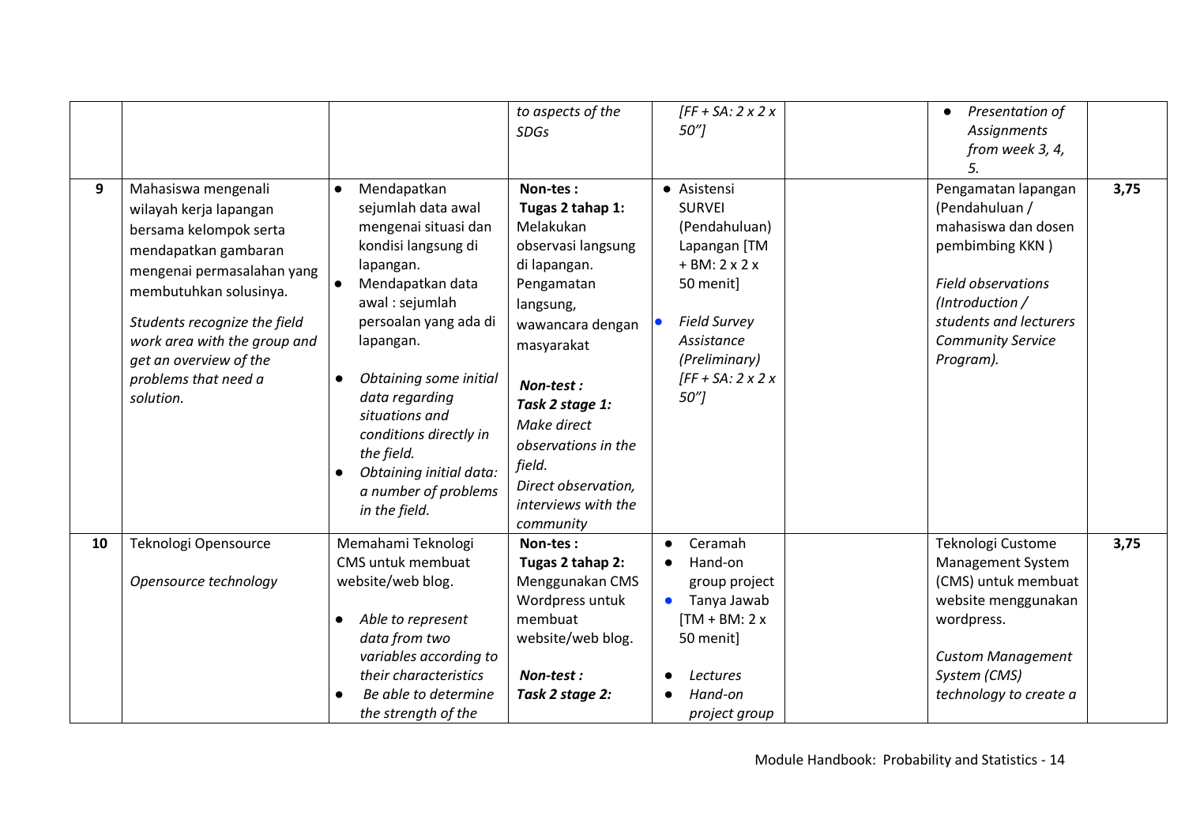| | | | | | | | |
|---|---|---|---|---|---|---|---|
| | | | *to aspects of the SDGs* | *[FF + SA: 2 x 2 x 50"]* | | ● *Presentation of Assignments from week 3, 4, 5.* | |
| **9** | Mahasiswa mengenali wilayah kerja lapangan bersama kelompok serta mendapatkan gambaran mengenai permasalahan yang membutuhkan solusinya.<br><br>*Students recognize the field work area with the group and get an overview of the problems that need a solution.* | ● Mendapatkan sejumlah data awal mengenai situasi dan kondisi langsung di lapangan.<br>● Mendapatkan data awal : sejumlah persoalan yang ada di lapangan.<br><br>● *Obtaining some initial data regarding situations and conditions directly in the field.*<br>● *Obtaining initial data: a number of problems in the field.* | **Non-tes :**<br>**Tugas 2 tahap 1:**<br>Melakukan observasi langsung di lapangan. Pengamatan langsung, wawancara dengan masyarakat<br><br>***Non-test :***<br>***Task 2 stage 1:***<br>*Make direct observations in the field.*<br>*Direct observation, interviews with the community* | ● Asistensi SURVEI (Pendahuluan) Lapangan [TM + BM: 2 x 2 x 50 menit]<br><br>● *Field Survey Assistance (Preliminary) [FF + SA: 2 x 2 x 50"]* | | Pengamatan lapangan (Pendahuluan / mahasiswa dan dosen pembimbing KKN )<br><br>*Field observations (Introduction / students and lecturers Community Service Program).* | **3,75** |
| **10** | Teknologi Opensource<br><br>*Opensource technology* | Memahami Teknologi CMS untuk membuat website/web blog.<br><br>● *Able to represent data from two variables according to their characteristics*<br>● *Be able to determine the strength of the* | **Non-tes :**<br>**Tugas 2 tahap 2:**<br>Menggunakan CMS Wordpress untuk membuat website/web blog.<br><br>***Non-test :***<br>***Task 2 stage 2:*** | ● Ceramah<br>● Hand-on group project<br>● Tanya Jawab [TM + BM: 2 x 50 menit]<br><br>● *Lectures*<br>● *Hand-on project group* | | Teknologi Custome Management System (CMS) untuk membuat website menggunakan wordpress.<br><br>*Custom Management System (CMS) technology to create a* | **3,75** |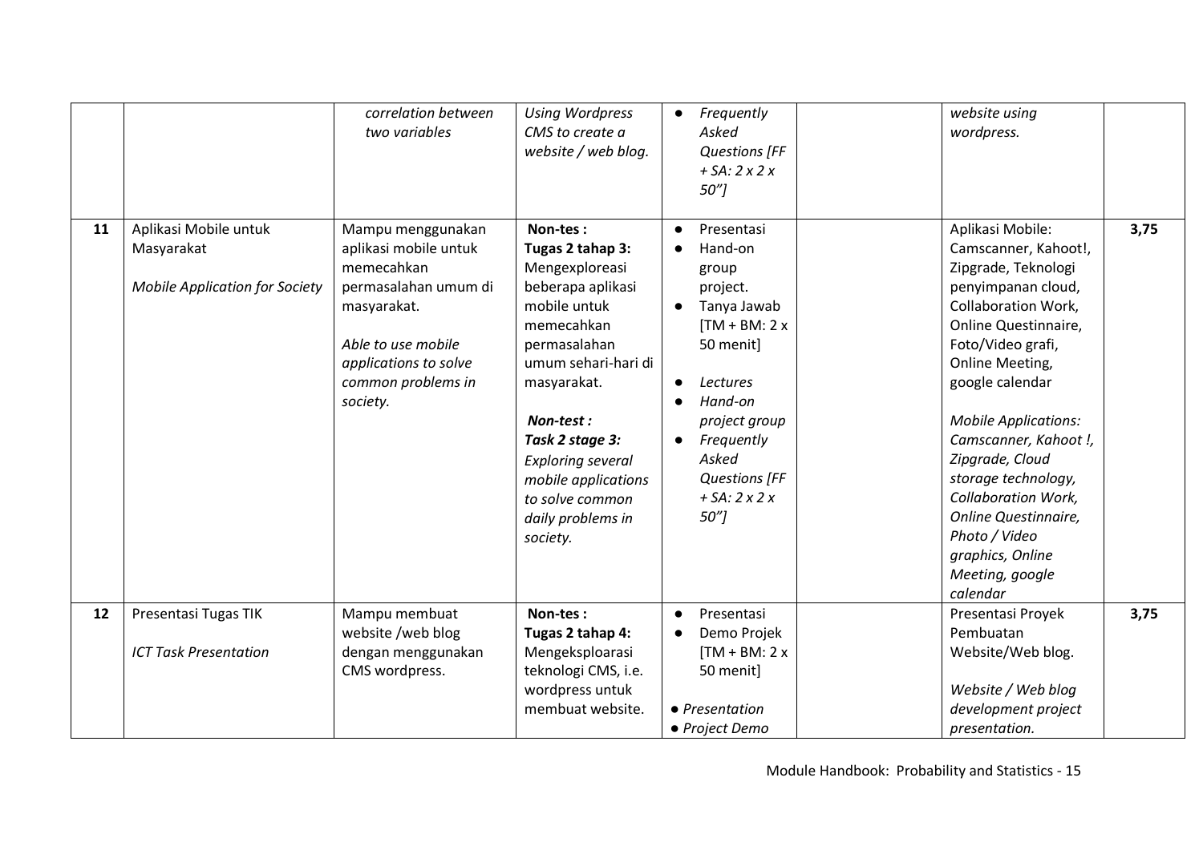| | | | | | | | |
|---|---|---|---|---|---|---|---|
| | | *correlation between two variables* | *Using Wordpress CMS to create a website / web blog.* | ● *Frequently Asked Questions [FF + SA: 2 x 2 x 50"]* | | *website using wordpress.* | |
| **11** | Aplikasi Mobile untuk Masyarakat<br><br>*Mobile Application for Society* | Mampu menggunakan aplikasi mobile untuk memecahkan permasalahan umum di masyarakat.<br><br>*Able to use mobile applications to solve common problems in society.* | **Non-tes :**<br>**Tugas 2 tahap 3:**<br>Mengexploreasi beberapa aplikasi mobile untuk memecahkan permasalahan umum sehari-hari di masyarakat.<br><br>***Non-test :***<br>***Task 2 stage 3:***<br>*Exploring several mobile applications to solve common daily problems in society.* | ● Presentasi<br>● Hand-on group project.<br>● Tanya Jawab [TM + BM: 2 x 50 menit]<br><br>● *Lectures*<br>● *Hand-on project group*<br>● *Frequently Asked Questions [FF + SA: 2 x 2 x 50"]* | | Aplikasi Mobile: Camscanner, Kahoot!, Zipgrade, Teknologi penyimpanan cloud, Collaboration Work, Online Questinnaire, Foto/Video grafi, Online Meeting, google calendar<br><br>*Mobile Applications: Camscanner, Kahoot !, Zipgrade, Cloud storage technology, Collaboration Work, Online Questinnaire, Photo / Video graphics, Online Meeting, google calendar* | **3,75** |
| **12** | Presentasi Tugas TIK<br><br>*ICT Task Presentation* | Mampu membuat website /web blog dengan menggunakan CMS wordpress. | **Non-tes :**<br>**Tugas 2 tahap 4:**<br>Mengeksploarasi teknologi CMS, i.e. wordpress untuk membuat website. | ● Presentasi<br>● Demo Projek [TM + BM: 2 x 50 menit]<br><br>● *Presentation*<br>● *Project Demo* | | Presentasi Proyek Pembuatan Website/Web blog.<br><br>*Website / Web blog development project presentation.* | **3,75** |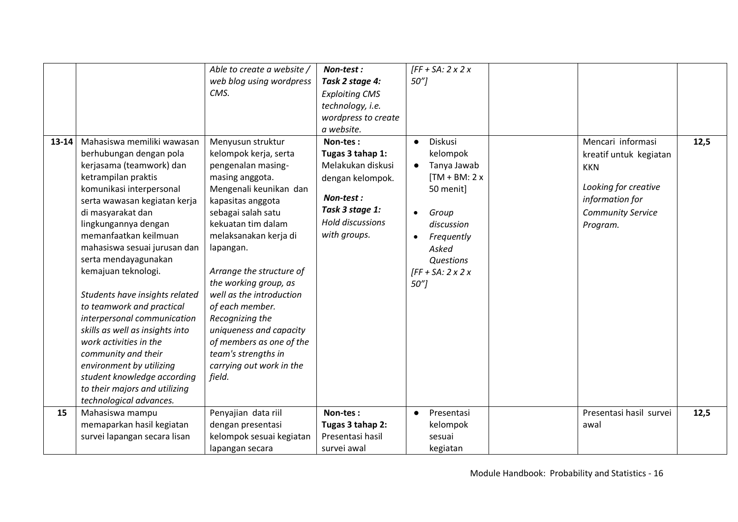|  |  | *Able to create a website / web blog using wordpress CMS.* | ***Non-test :*** ***Task 2 stage 4:*** *Exploiting CMS technology, i.e. wordpress to create a website.* | *[FF + SA: 2 x 2 x 50"]* |  |  |  |
|---|---|---|---|---|---|---|---|
| **13-14** | Mahasiswa memiliki wawasan berhubungan dengan pola kerjasama (teamwork) dan ketrampilan praktis komunikasi interpersonal serta wawasan kegiatan kerja di masyarakat dan lingkungannya dengan memanfaatkan keilmuan mahasiswa sesuai jurusan dan serta mendayagunakan kemajuan teknologi.<br><br>*Students have insights related to teamwork and practical interpersonal communication skills as well as insights into work activities in the community and their environment by utilizing student knowledge according to their majors and utilizing technological advances.* | Menyusun struktur kelompok kerja, serta pengenalan masing-masing anggota. Mengenali keunikan dan kapasitas anggota sebagai salah satu kekuatan tim dalam melaksanakan kerja di lapangan.<br><br>*Arrange the structure of the working group, as well as the introduction of each member. Recognizing the uniqueness and capacity of members as one of the team's strengths in carrying out work in the field.* | **Non-tes :** **Tugas 3 tahap 1:** Melakukan diskusi dengan kelompok.<br><br>***Non-test :*** ***Task 3 stage 1:*** *Hold discussions with groups.* | • Diskusi kelompok<br>• Tanya Jawab [TM + BM: 2 x 50 menit]<br><br>• *Group discussion*<br>• *Frequently Asked Questions*<br>*[FF + SA: 2 x 2 x 50"]* |  | Mencari informasi kreatif untuk kegiatan KKN<br><br>*Looking for creative information for Community Service Program.* | **12,5** |
| **15** | Mahasiswa mampu memaparkan hasil kegiatan survei lapangan secara lisan | Penyajian data riil dengan presentasi kelompok sesuai kegiatan lapangan secara | **Non-tes :** **Tugas 3 tahap 2:** Presentasi hasil survei awal | • Presentasi kelompok sesuai kegiatan |  | Presentasi hasil survei awal | **12,5** |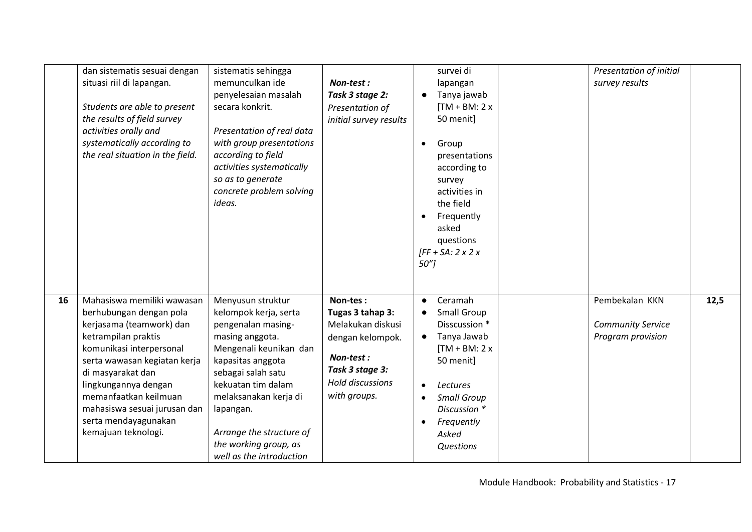| | | | | | | | |
|---|---|---|---|---|---|---|---|
| | dan sistematis sesuai dengan situasi riil di lapangan.<br><br>*Students are able to present the results of field survey activities orally and systematically according to the real situation in the field.* | sistematis sehingga memunculkan ide penyelesaian masalah secara konkrit.<br><br>*Presentation of real data with group presentations according to field activities systematically so as to generate concrete problem solving ideas.* | ***Non-test :***<br>***Task 3 stage 2:***<br>*Presentation of initial survey results* | survei di lapangan<br>● Tanya jawab<br>[TM + BM: 2 x 50 menit]<br><br>● Group presentations according to survey activities in the field<br>● Frequently asked questions<br>*[FF + SA: 2 x 2 x 50"]* | | *Presentation of initial survey results* | |
| **16** | Mahasiswa memiliki wawasan berhubungan dengan pola kerjasama (teamwork) dan ketrampilan praktis komunikasi interpersonal serta wawasan kegiatan kerja di masyarakat dan lingkungannya dengan memanfaatkan keilmuan mahasiswa sesuai jurusan dan serta mendayagunakan kemajuan teknologi. | Menyusun struktur kelompok kerja, serta pengenalan masing-masing anggota. Mengenali keunikan dan kapasitas anggota sebagai salah satu kekuatan tim dalam melaksanakan kerja di lapangan.<br><br>*Arrange the structure of the working group, as well as the introduction* | **Non-tes :**<br>**Tugas 3 tahap 3:**<br>Melakukan diskusi dengan kelompok.<br><br>***Non-test :***<br>***Task 3 stage 3:***<br>*Hold discussions with groups.* | ● Ceramah<br>● Small Group Disscussion *<br>● Tanya Jawab<br>[TM + BM: 2 x 50 menit]<br><br>● *Lectures*<br>● *Small Group Discussion **<br>● *Frequently Asked Questions* | | Pembekalan KKN<br><br>*Community Service Program provision* | **12,5** |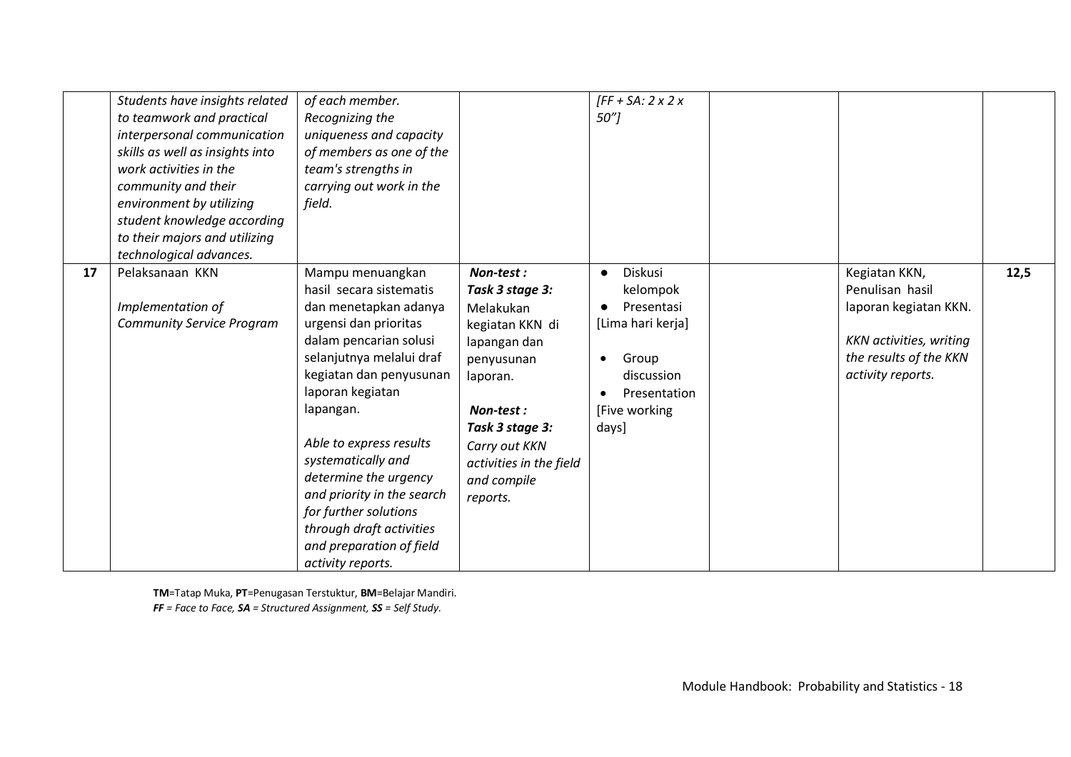| | | | | | | | |
|---|---|---|---|---|---|---|---|
| | *Students have insights related to teamwork and practical interpersonal communication skills as well as insights into work activities in the community and their environment by utilizing student knowledge according to their majors and utilizing technological advances.* | *of each member. Recognizing the uniqueness and capacity of members as one of the team's strengths in carrying out work in the field.* | | *[FF + SA: 2 x 2 x 50"]* | | | |
| **17** | Pelaksanaan KKN<br><br>*Implementation of Community Service Program* | Mampu menuangkan hasil secara sistematis dan menetapkan adanya urgensi dan prioritas dalam pencarian solusi selanjutnya melalui draf kegiatan dan penyusunan laporan kegiatan lapangan.<br><br>*Able to express results systematically and determine the urgency and priority in the search for further solutions through draft activities and preparation of field activity reports.* | ***Non-test :*** ***Task 3 stage 3:*** Melakukan kegiatan KKN di lapangan dan penyusunan laporan.<br><br>***Non-test :*** ***Task 3 stage 3:*** *Carry out KKN activities in the field and compile reports.* | • Diskusi kelompok<br>• Presentasi<br>[Lima hari kerja]<br><br>• Group discussion<br>• Presentation<br>[Five working days] | | Kegiatan KKN, Penulisan hasil laporan kegiatan KKN.<br><br>*KKN activities, writing the results of the KKN activity reports.* | **12,5** |

**TM**=Tatap Muka, **PT**=Penugasan Terstuktur, **BM**=Belajar Mandiri.
***FF** = Face to Face, **SA** = Structured Assignment, **SS** = Self Study.*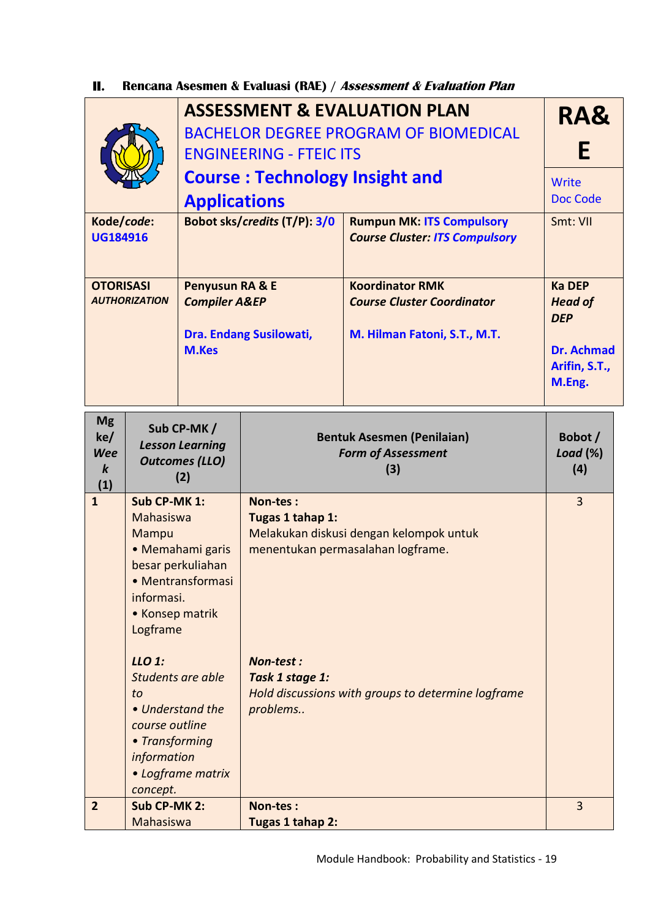## II. Rencana Asesmen & Evaluasi (RAE) / *Assessment & Evaluation Plan*

| | ASSESSMENT & EVALUATION PLAN<br>BACHELOR DEGREE PROGRAM OF BIOMEDICAL ENGINEERING - FTEIC ITS<br>**Course : Technology Insight and Applications** | | **RA&E**<br>Write Doc Code |
|---|---|---|---|
| **Kode/*code*:**<br>**UG184916** | **Bobot sks/*credits* (T/P): 3/0** | **Rumpun MK: ITS Compulsory**<br>***Course Cluster: ITS Compulsory*** | Smt: VII |
| **OTORISASI**<br>***AUTHORIZATION*** | **Penyusun RA & E**<br>***Compiler A&EP***<br><br>**Dra. Endang Susilowati, M.Kes** | **Koordinator RMK**<br>***Course Cluster Coordinator***<br><br>**M. Hilman Fatoni, S.T., M.T.** | **Ka DEP**<br>***Head of DEP***<br><br>**Dr. Achmad Arifin, S.T., M.Eng.** |

| Mg ke/ *Week* (1) | Sub CP-MK / *Lesson Learning Outcomes (LLO)* (2) | Bentuk Asesmen (Penilaian) *Form of Assessment* (3) | Bobot / *Load* (%) (4) |
|---|---|---|---|
| 1 | **Sub CP-MK 1:**<br>Mahasiswa Mampu<br>• Memahami garis besar perkuliahan<br>• Mentransformasi informasi.<br>• Konsep matrik Logframe<br><br>***LLO 1:***<br>*Students are able to*<br>*• Understand the course outline*<br>*• Transforming information*<br>*• Logframe matrix concept.* | **Non-tes :**<br>**Tugas 1 tahap 1:**<br>Melakukan diskusi dengan kelompok untuk menentukan permasalahan logframe.<br><br>***Non-test :***<br>***Task 1 stage 1:***<br>*Hold discussions with groups to determine logframe problems..* | 3 |
| 2 | **Sub CP-MK 2:**<br>Mahasiswa | **Non-tes :**<br>**Tugas 1 tahap 2:** | 3 |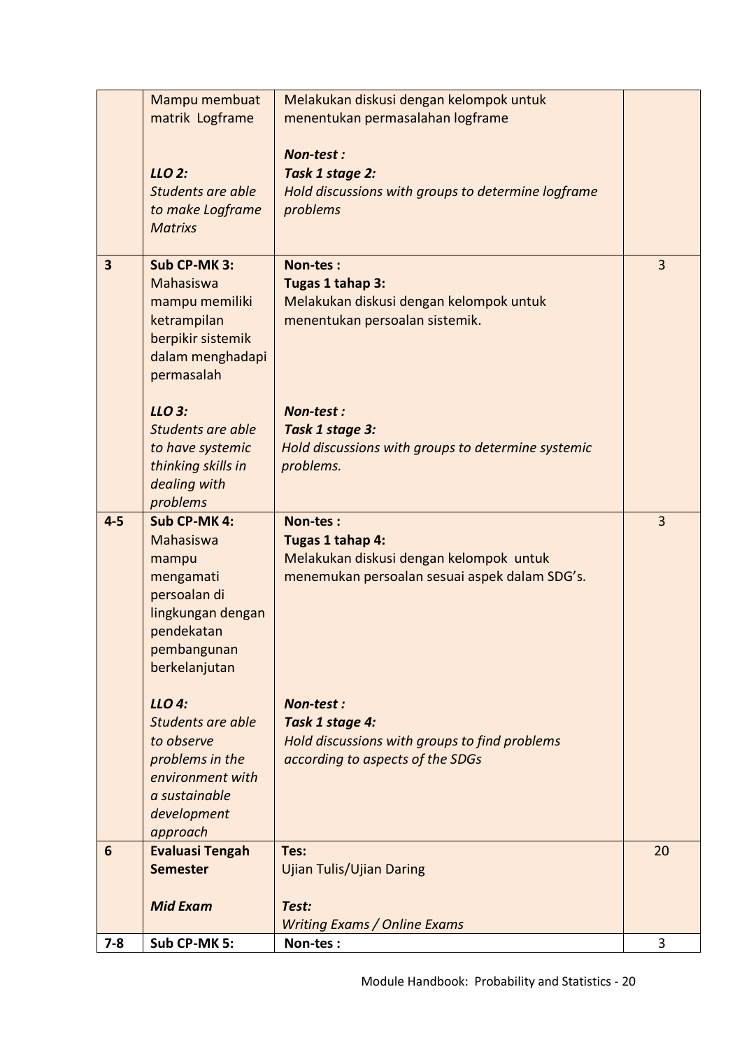|  |  |  |  |
|---|---|---|---|
|  | Mampu membuat matrik Logframe<br><br>***LLO 2:***<br>*Students are able to make Logframe Matrixs* | Melakukan diskusi dengan kelompok untuk menentukan permasalahan logframe<br><br>***Non-test :***<br>***Task 1 stage 2:***<br>*Hold discussions with groups to determine logframe problems* |  |
| **3** | **Sub CP-MK 3:**<br>Mahasiswa mampu memiliki ketrampilan berpikir sistemik dalam menghadapi permasalah<br><br>***LLO 3:***<br>*Students are able to have systemic thinking skills in dealing with problems* | **Non-tes :**<br>**Tugas 1 tahap 3:**<br>Melakukan diskusi dengan kelompok untuk menentukan persoalan sistemik.<br><br>***Non-test :***<br>***Task 1 stage 3:***<br>*Hold discussions with groups to determine systemic problems.* | 3 |
| **4-5** | **Sub CP-MK 4:**<br>Mahasiswa mampu mengamati persoalan di lingkungan dengan pendekatan pembangunan berkelanjutan<br><br>***LLO 4:***<br>*Students are able to observe problems in the environment with a sustainable development approach* | **Non-tes :**<br>**Tugas 1 tahap 4:**<br>Melakukan diskusi dengan kelompok untuk menemukan persoalan sesuai aspek dalam SDG's.<br><br>***Non-test :***<br>***Task 1 stage 4:***<br>*Hold discussions with groups to find problems according to aspects of the SDGs* | 3 |
| **6** | **Evaluasi Tengah Semester**<br><br>***Mid Exam*** | **Tes:**<br>Ujian Tulis/Ujian Daring<br><br>***Test:***<br>*Writing Exams / Online Exams* | 20 |
| **7-8** | **Sub CP-MK 5:** | **Non-tes :** | 3 |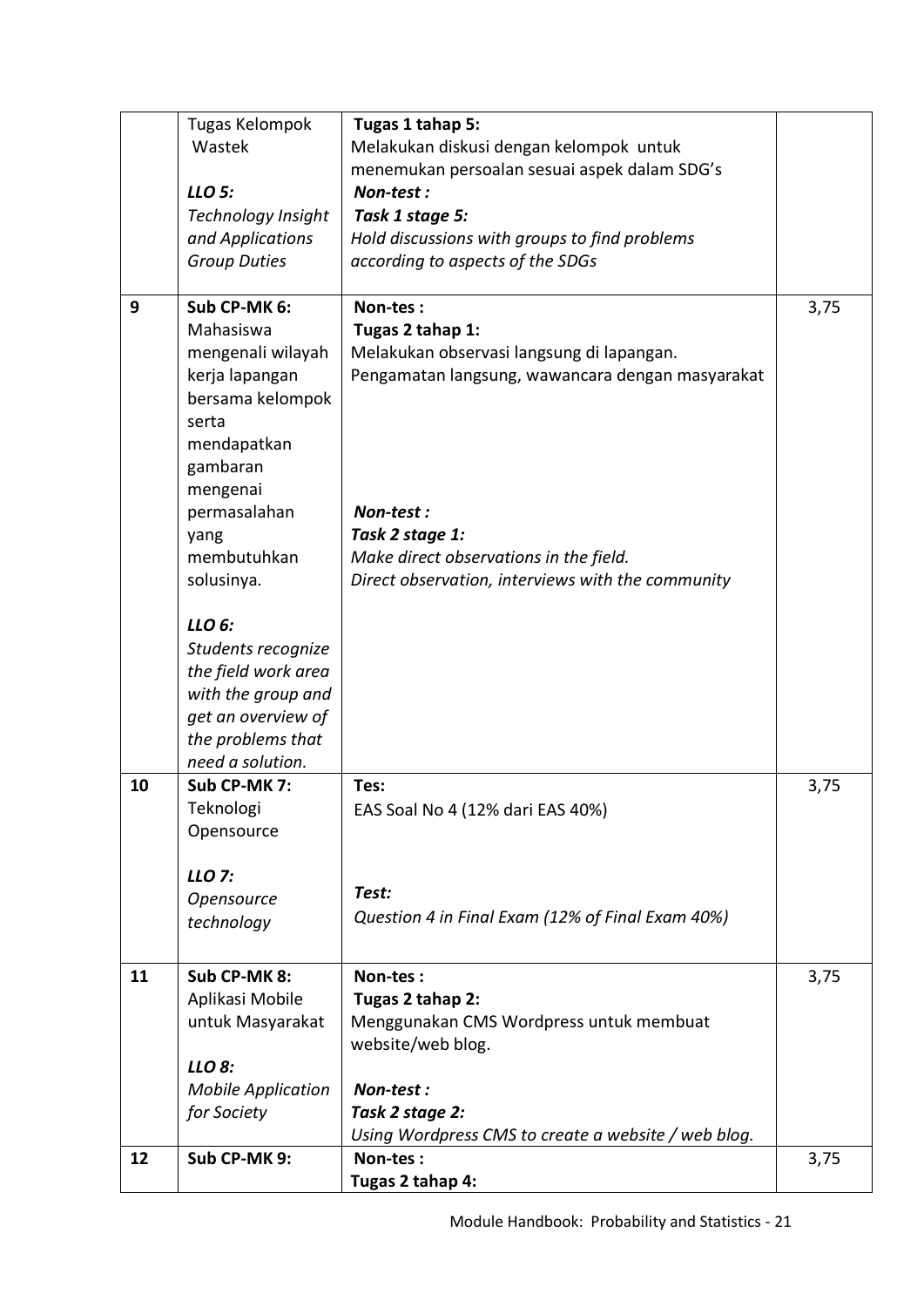| | | | |
|---|---|---|---|
| | Tugas Kelompok Wastek<br><br>***LLO 5:***<br>*Technology Insight and Applications Group Duties* | **Tugas 1 tahap 5:**<br>Melakukan diskusi dengan kelompok untuk menemukan persoalan sesuai aspek dalam SDG's<br>***Non-test :***<br>***Task 1 stage 5:***<br>*Hold discussions with groups to find problems according to aspects of the SDGs* | |
| **9** | **Sub CP-MK 6:**<br>Mahasiswa mengenali wilayah kerja lapangan bersama kelompok serta mendapatkan gambaran mengenai permasalahan yang membutuhkan solusinya.<br><br>***LLO 6:***<br>*Students recognize the field work area with the group and get an overview of the problems that need a solution.* | **Non-tes :**<br>**Tugas 2 tahap 1:**<br>Melakukan observasi langsung di lapangan.<br>Pengamatan langsung, wawancara dengan masyarakat<br><br>***Non-test :***<br>***Task 2 stage 1:***<br>*Make direct observations in the field.*<br>*Direct observation, interviews with the community* | 3,75 |
| **10** | **Sub CP-MK 7:**<br>Teknologi Opensource<br><br>***LLO 7:***<br>*Opensource technology* | **Tes:**<br>EAS Soal No 4 (12% dari EAS 40%)<br><br>***Test:***<br>*Question 4 in Final Exam (12% of Final Exam 40%)* | 3,75 |
| **11** | **Sub CP-MK 8:**<br>Aplikasi Mobile untuk Masyarakat<br><br>***LLO 8:***<br>*Mobile Application for Society* | **Non-tes :**<br>**Tugas 2 tahap 2:**<br>Menggunakan CMS Wordpress untuk membuat website/web blog.<br><br>***Non-test :***<br>***Task 2 stage 2:***<br>*Using Wordpress CMS to create a website / web blog.* | 3,75 |
| **12** | **Sub CP-MK 9:** | **Non-tes :**<br>**Tugas 2 tahap 4:** | 3,75 |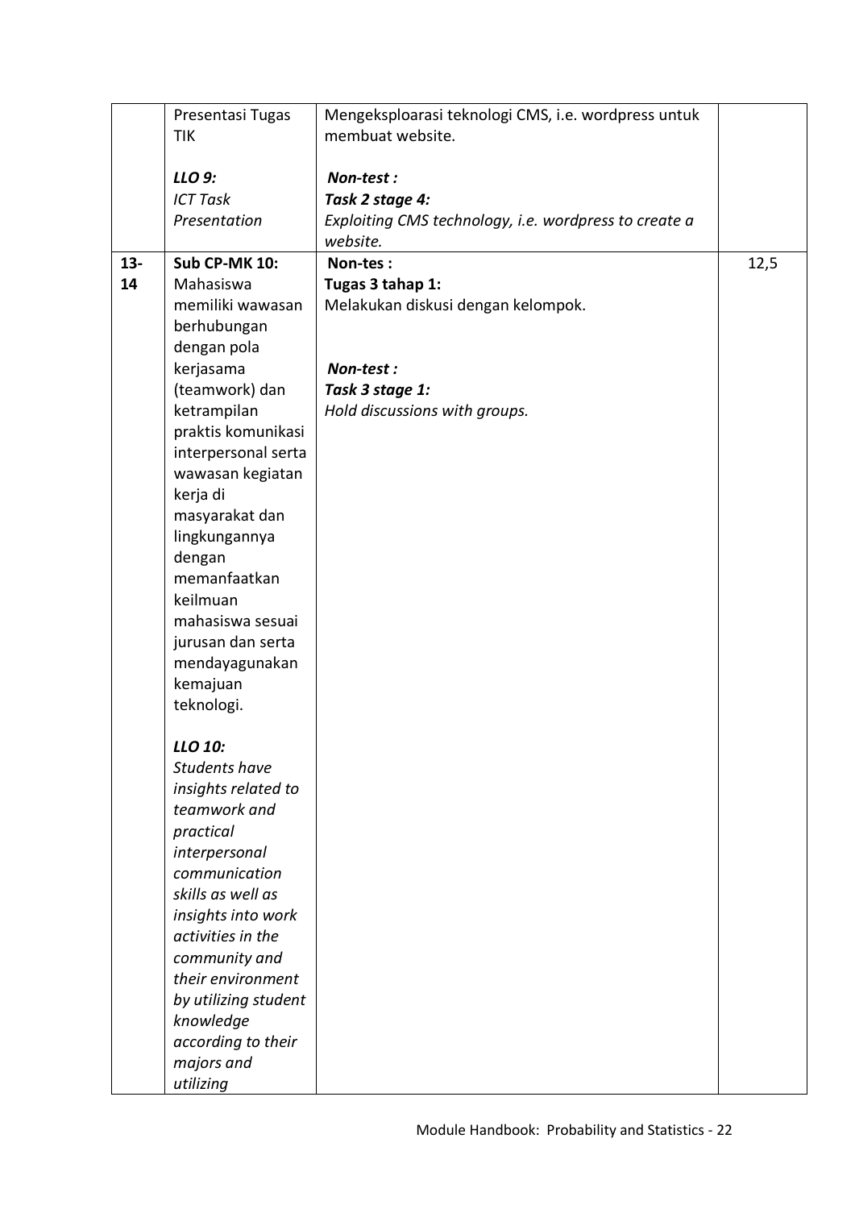| | | | |
|---|---|---|---|
| | Presentasi Tugas TIK<br><br>***LLO 9:***<br>*ICT Task Presentation* | Mengeksploarasi teknologi CMS, i.e. wordpress untuk membuat website.<br><br>***Non-test :***<br>***Task 2 stage 4:***<br>*Exploiting CMS technology, i.e. wordpress to create a website.* | |
| **13-14** | **Sub CP-MK 10:**<br>Mahasiswa memiliki wawasan berhubungan dengan pola kerjasama (teamwork) dan ketrampilan praktis komunikasi interpersonal serta wawasan kegiatan kerja di masyarakat dan lingkungannya dengan memanfaatkan keilmuan mahasiswa sesuai jurusan dan serta mendayagunakan kemajuan teknologi.<br><br>***LLO 10:***<br>*Students have insights related to teamwork and practical interpersonal communication skills as well as insights into work activities in the community and their environment by utilizing student knowledge according to their majors and utilizing* | **Non-tes :**<br>**Tugas 3 tahap 1:**<br>Melakukan diskusi dengan kelompok.<br><br>***Non-test :***<br>***Task 3 stage 1:***<br>*Hold discussions with groups.* | 12,5 |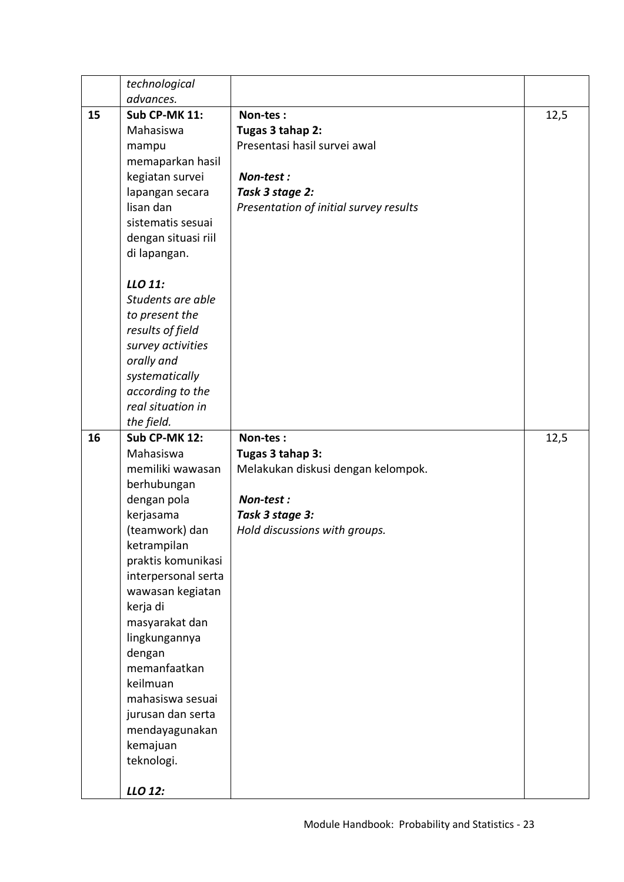| | | | |
|---|---|---|---|
| | *technological advances.* | | |
| 15 | **Sub CP-MK 11:** Mahasiswa mampu memaparkan hasil kegiatan survei lapangan secara lisan dan sistematis sesuai dengan situasi riil di lapangan.<br><br>***LLO 11:*** *Students are able to present the results of field survey activities orally and systematically according to the real situation in the field.* | **Non-tes :**<br>**Tugas 3 tahap 2:**<br>Presentasi hasil survei awal<br><br>***Non-test :***<br>***Task 3 stage 2:***<br>*Presentation of initial survey results* | 12,5 |
| 16 | **Sub CP-MK 12:** Mahasiswa memiliki wawasan berhubungan dengan pola kerjasama (teamwork) dan ketrampilan praktis komunikasi interpersonal serta wawasan kegiatan kerja di masyarakat dan lingkungannya dengan memanfaatkan keilmuan mahasiswa sesuai jurusan dan serta mendayagunakan kemajuan teknologi.<br><br>***LLO 12:*** | **Non-tes :**<br>**Tugas 3 tahap 3:**<br>Melakukan diskusi dengan kelompok.<br><br>***Non-test :***<br>***Task 3 stage 3:***<br>*Hold discussions with groups.* | 12,5 |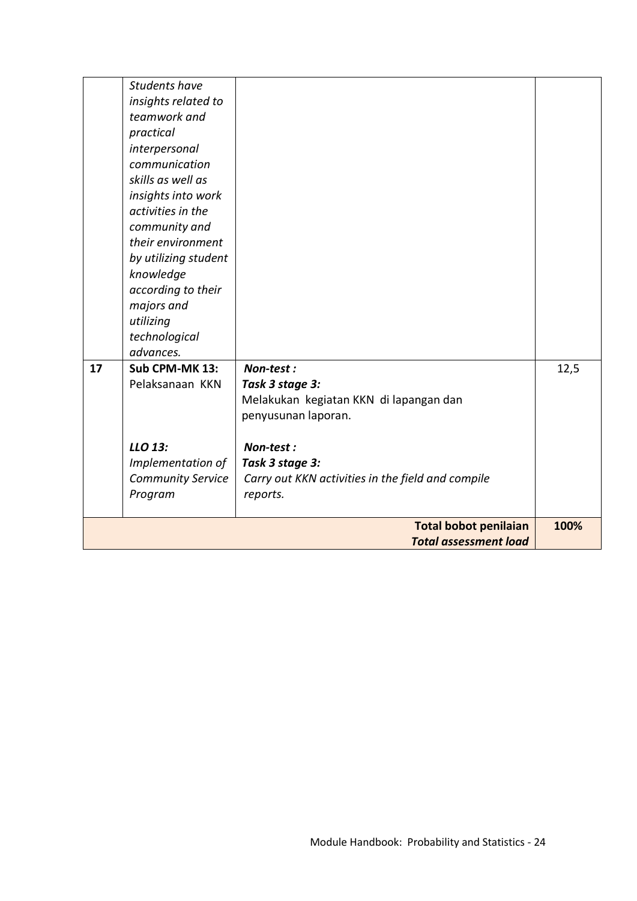| | | | |
|---|---|---|---|
| | *Students have insights related to teamwork and practical interpersonal communication skills as well as insights into work activities in the community and their environment by utilizing student knowledge according to their majors and utilizing technological advances.* | | |
| **17** | **Sub CPM-MK 13:** Pelaksanaan KKN<br><br>***LLO 13:*** *Implementation of Community Service Program* | ***Non-test :*** ***Task 3 stage 3:*** Melakukan kegiatan KKN di lapangan dan penyusunan laporan.<br><br>***Non-test :*** ***Task 3 stage 3:*** *Carry out KKN activities in the field and compile reports.* | 12,5 |
| | | **Total bobot penilaian** ***Total assessment load*** | **100%** |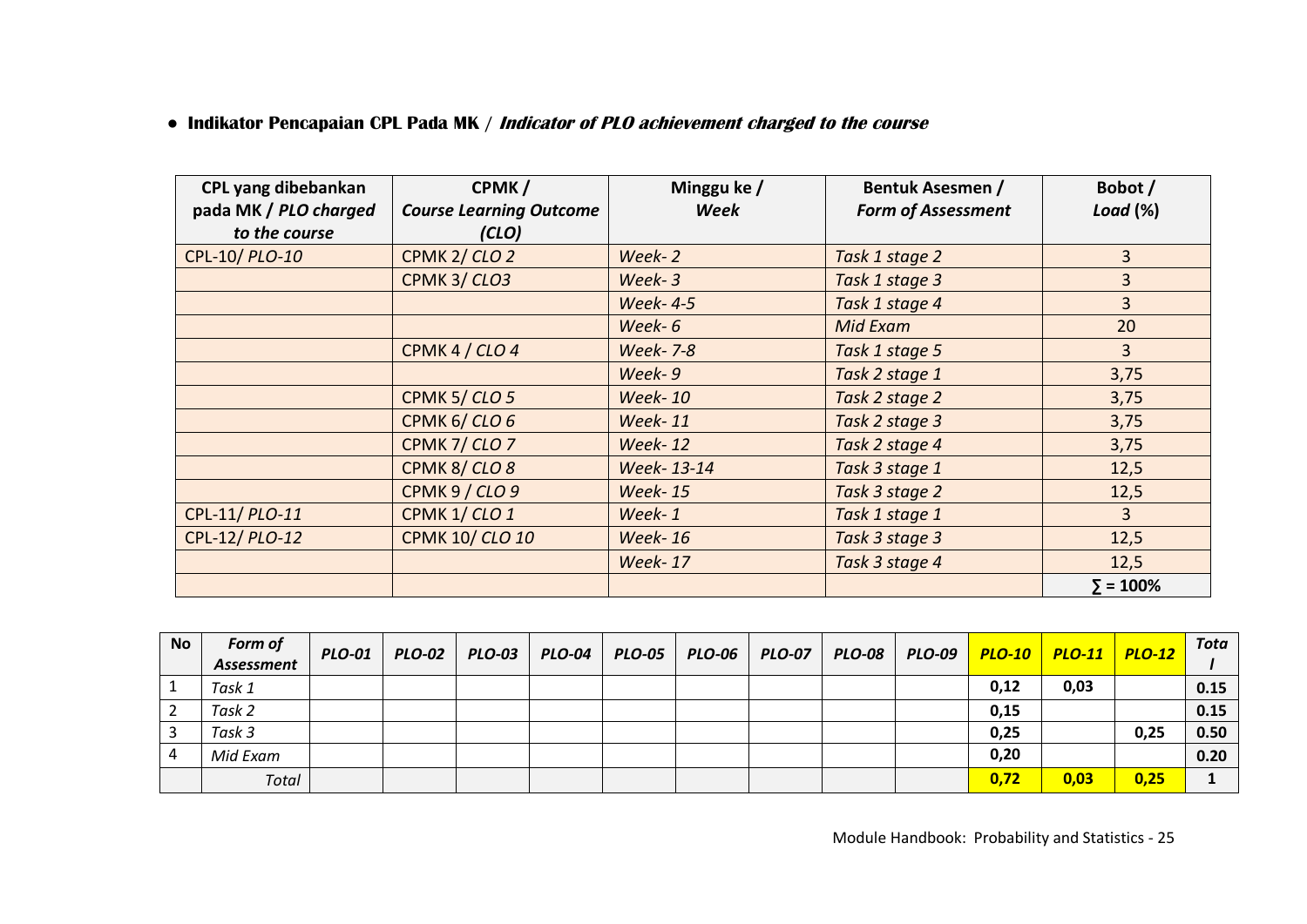- **Indikator Pencapaian CPL Pada MK / *Indicator of PLO achievement charged to the course***

| CPL yang dibebankan pada MK / *PLO charged to the course* | CPMK / *Course Learning Outcome (CLO)* | Minggu ke / *Week* | Bentuk Asesmen / *Form of Assessment* | Bobot / *Load* (%) |
|---|---|---|---|---|
| CPL-10/ *PLO-10* | CPMK 2/ *CLO 2* | *Week- 2* | *Task 1 stage 2* | 3 |
| | CPMK 3/ *CLO3* | *Week- 3* | *Task 1 stage 3* | 3 |
| | | *Week- 4-5* | *Task 1 stage 4* | 3 |
| | | *Week- 6* | *Mid Exam* | 20 |
| | CPMK 4 / *CLO 4* | *Week- 7-8* | *Task 1 stage 5* | 3 |
| | | *Week- 9* | *Task 2 stage 1* | 3,75 |
| | CPMK 5/ *CLO 5* | *Week- 10* | *Task 2 stage 2* | 3,75 |
| | CPMK 6/ *CLO 6* | *Week- 11* | *Task 2 stage 3* | 3,75 |
| | CPMK 7/ *CLO 7* | *Week- 12* | *Task 2 stage 4* | 3,75 |
| | CPMK 8/ *CLO 8* | *Week- 13-14* | *Task 3 stage 1* | 12,5 |
| | CPMK 9 / *CLO 9* | *Week- 15* | *Task 3 stage 2* | 12,5 |
| CPL-11/ *PLO-11* | CPMK 1/ *CLO 1* | *Week- 1* | *Task 1 stage 1* | 3 |
| CPL-12/ *PLO-12* | CPMK 10/ *CLO 10* | *Week- 16* | *Task 3 stage 3* | 12,5 |
| | | *Week- 17* | *Task 3 stage 4* | 12,5 |
| | | | | **∑ = 100%** |

| No | *Form of Assessment* | *PLO-01* | *PLO-02* | *PLO-03* | *PLO-04* | *PLO-05* | *PLO-06* | *PLO-07* | *PLO-08* | *PLO-09* | *PLO-10* | *PLO-11* | *PLO-12* | *Total* |
|---|---|---|---|---|---|---|---|---|---|---|---|---|---|---|
| 1 | *Task 1* | | | | | | | | | | **0,12** | **0,03** | | **0.15** |
| 2 | *Task 2* | | | | | | | | | | **0,15** | | | **0.15** |
| 3 | *Task 3* | | | | | | | | | | **0,25** | | **0,25** | **0.50** |
| 4 | *Mid Exam* | | | | | | | | | | **0,20** | | | **0.20** |
| | *Total* | | | | | | | | | | **0,72** | **0,03** | **0,25** | **1** |